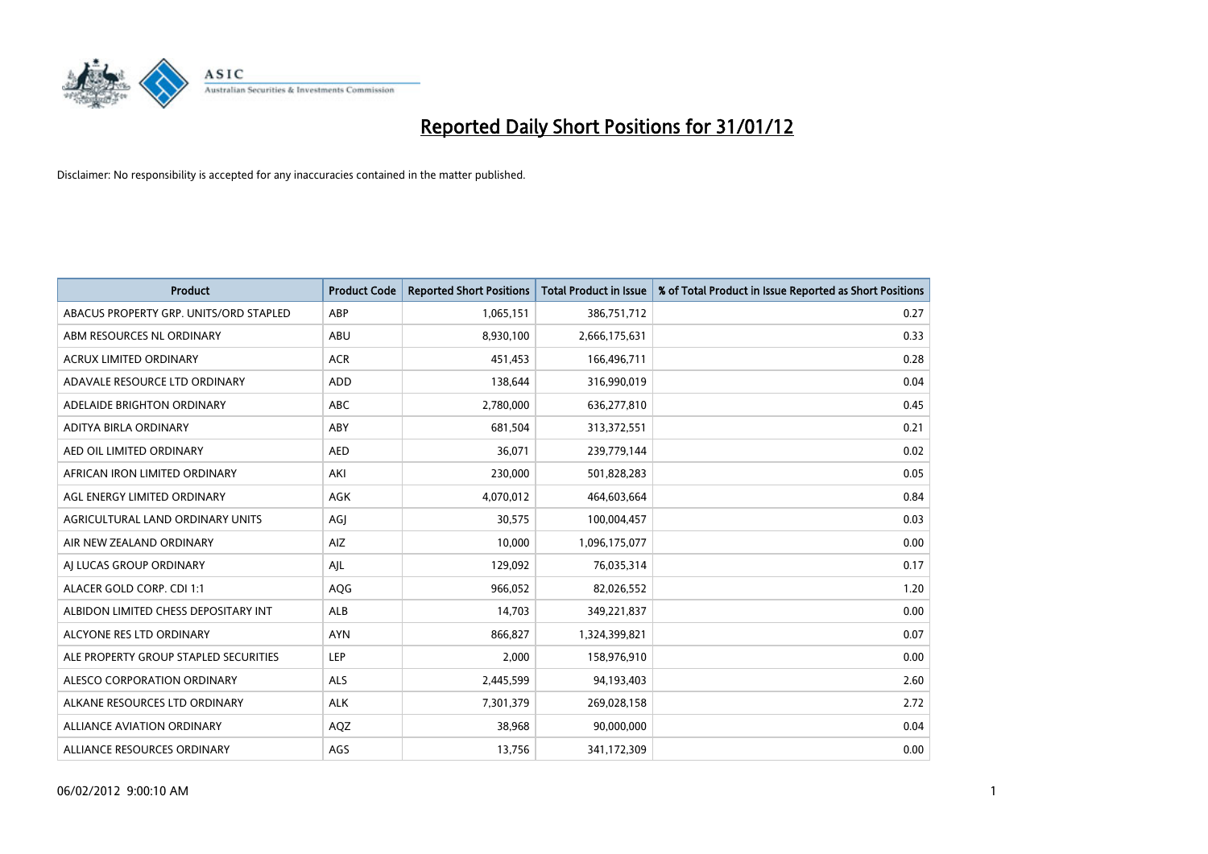# Reported Daily Short Positions for 31/01/12

Disclaimer: No responsibility is accepted for any inaccuracies contained in the matter published.

| Product | Product Code | Reported Short Positions | Total Product in Issue | % of Total Product in Issue Reported as Short Positions |
|---|---|---|---|---|
| ABACUS PROPERTY GRP. UNITS/ORD STAPLED | ABP | 1,065,151 | 386,751,712 | 0.27 |
| ABM RESOURCES NL ORDINARY | ABU | 8,930,100 | 2,666,175,631 | 0.33 |
| ACRUX LIMITED ORDINARY | ACR | 451,453 | 166,496,711 | 0.28 |
| ADAVALE RESOURCE LTD ORDINARY | ADD | 138,644 | 316,990,019 | 0.04 |
| ADELAIDE BRIGHTON ORDINARY | ABC | 2,780,000 | 636,277,810 | 0.45 |
| ADITYA BIRLA ORDINARY | ABY | 681,504 | 313,372,551 | 0.21 |
| AED OIL LIMITED ORDINARY | AED | 36,071 | 239,779,144 | 0.02 |
| AFRICAN IRON LIMITED ORDINARY | AKI | 230,000 | 501,828,283 | 0.05 |
| AGL ENERGY LIMITED ORDINARY | AGK | 4,070,012 | 464,603,664 | 0.84 |
| AGRICULTURAL LAND ORDINARY UNITS | AGJ | 30,575 | 100,004,457 | 0.03 |
| AIR NEW ZEALAND ORDINARY | AIZ | 10,000 | 1,096,175,077 | 0.00 |
| AJ LUCAS GROUP ORDINARY | AJL | 129,092 | 76,035,314 | 0.17 |
| ALACER GOLD CORP. CDI 1:1 | AQG | 966,052 | 82,026,552 | 1.20 |
| ALBIDON LIMITED CHESS DEPOSITARY INT | ALB | 14,703 | 349,221,837 | 0.00 |
| ALCYONE RES LTD ORDINARY | AYN | 866,827 | 1,324,399,821 | 0.07 |
| ALE PROPERTY GROUP STAPLED SECURITIES | LEP | 2,000 | 158,976,910 | 0.00 |
| ALESCO CORPORATION ORDINARY | ALS | 2,445,599 | 94,193,403 | 2.60 |
| ALKANE RESOURCES LTD ORDINARY | ALK | 7,301,379 | 269,028,158 | 2.72 |
| ALLIANCE AVIATION ORDINARY | AQZ | 38,968 | 90,000,000 | 0.04 |
| ALLIANCE RESOURCES ORDINARY | AGS | 13,756 | 341,172,309 | 0.00 |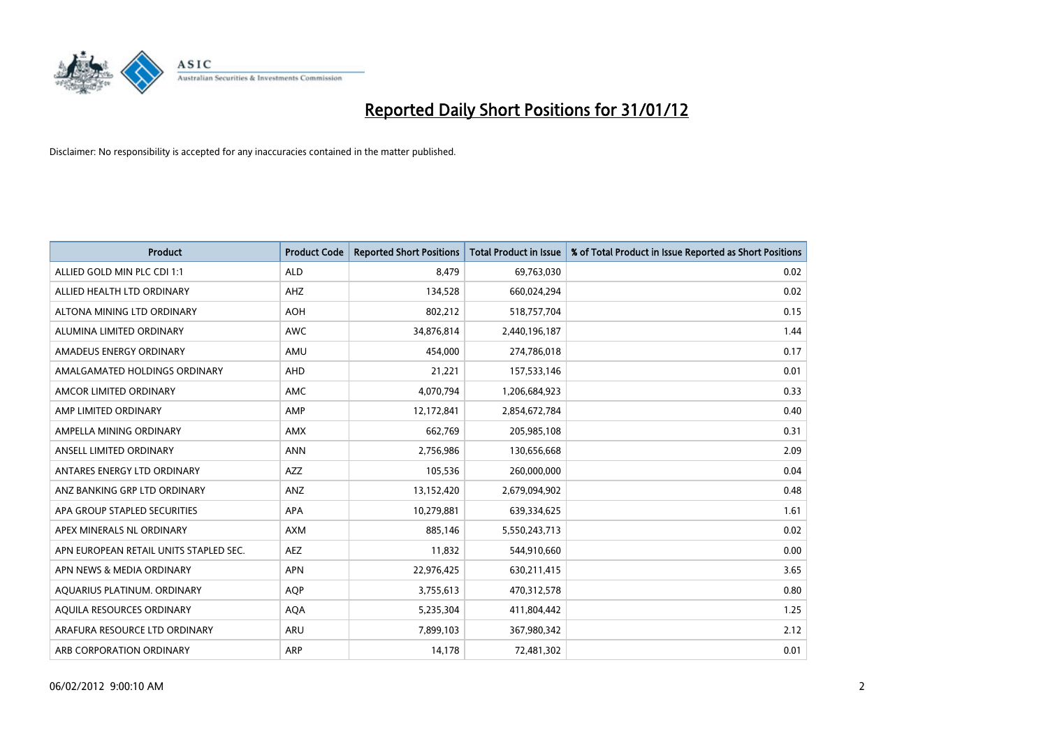# Reported Daily Short Positions for 31/01/12

Disclaimer: No responsibility is accepted for any inaccuracies contained in the matter published.

| Product | Product Code | Reported Short Positions | Total Product in Issue | % of Total Product in Issue Reported as Short Positions |
|---|---|---|---|---|
| ALLIED GOLD MIN PLC CDI 1:1 | ALD | 8,479 | 69,763,030 | 0.02 |
| ALLIED HEALTH LTD ORDINARY | AHZ | 134,528 | 660,024,294 | 0.02 |
| ALTONA MINING LTD ORDINARY | AOH | 802,212 | 518,757,704 | 0.15 |
| ALUMINA LIMITED ORDINARY | AWC | 34,876,814 | 2,440,196,187 | 1.44 |
| AMADEUS ENERGY ORDINARY | AMU | 454,000 | 274,786,018 | 0.17 |
| AMALGAMATED HOLDINGS ORDINARY | AHD | 21,221 | 157,533,146 | 0.01 |
| AMCOR LIMITED ORDINARY | AMC | 4,070,794 | 1,206,684,923 | 0.33 |
| AMP LIMITED ORDINARY | AMP | 12,172,841 | 2,854,672,784 | 0.40 |
| AMPELLA MINING ORDINARY | AMX | 662,769 | 205,985,108 | 0.31 |
| ANSELL LIMITED ORDINARY | ANN | 2,756,986 | 130,656,668 | 2.09 |
| ANTARES ENERGY LTD ORDINARY | AZZ | 105,536 | 260,000,000 | 0.04 |
| ANZ BANKING GRP LTD ORDINARY | ANZ | 13,152,420 | 2,679,094,902 | 0.48 |
| APA GROUP STAPLED SECURITIES | APA | 10,279,881 | 639,334,625 | 1.61 |
| APEX MINERALS NL ORDINARY | AXM | 885,146 | 5,550,243,713 | 0.02 |
| APN EUROPEAN RETAIL UNITS STAPLED SEC. | AEZ | 11,832 | 544,910,660 | 0.00 |
| APN NEWS & MEDIA ORDINARY | APN | 22,976,425 | 630,211,415 | 3.65 |
| AQUARIUS PLATINUM. ORDINARY | AQP | 3,755,613 | 470,312,578 | 0.80 |
| AQUILA RESOURCES ORDINARY | AQA | 5,235,304 | 411,804,442 | 1.25 |
| ARAFURA RESOURCE LTD ORDINARY | ARU | 7,899,103 | 367,980,342 | 2.12 |
| ARB CORPORATION ORDINARY | ARP | 14,178 | 72,481,302 | 0.01 |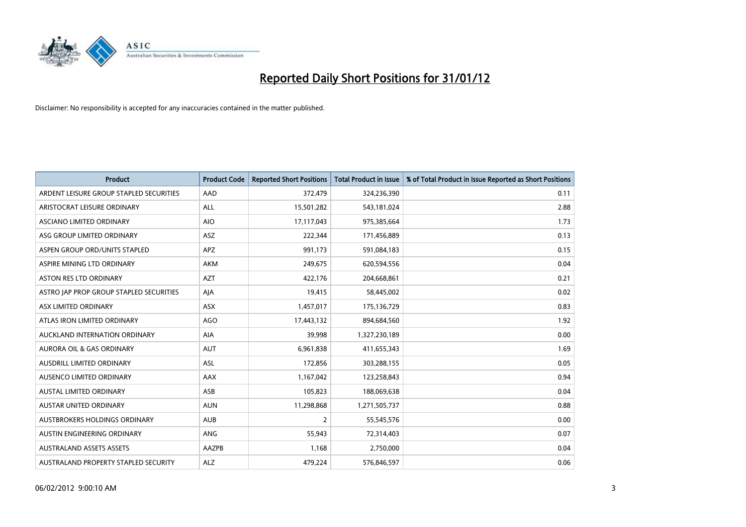# Reported Daily Short Positions for 31/01/12

Disclaimer: No responsibility is accepted for any inaccuracies contained in the matter published.

| Product | Product Code | Reported Short Positions | Total Product in Issue | % of Total Product in Issue Reported as Short Positions |
|---|---|---|---|---|
| ARDENT LEISURE GROUP STAPLED SECURITIES | AAD | 372,479 | 324,236,390 | 0.11 |
| ARISTOCRAT LEISURE ORDINARY | ALL | 15,501,282 | 543,181,024 | 2.88 |
| ASCIANO LIMITED ORDINARY | AIO | 17,117,043 | 975,385,664 | 1.73 |
| ASG GROUP LIMITED ORDINARY | ASZ | 222,344 | 171,456,889 | 0.13 |
| ASPEN GROUP ORD/UNITS STAPLED | APZ | 991,173 | 591,084,183 | 0.15 |
| ASPIRE MINING LTD ORDINARY | AKM | 249,675 | 620,594,556 | 0.04 |
| ASTON RES LTD ORDINARY | AZT | 422,176 | 204,668,861 | 0.21 |
| ASTRO JAP PROP GROUP STAPLED SECURITIES | AJA | 19,415 | 58,445,002 | 0.02 |
| ASX LIMITED ORDINARY | ASX | 1,457,017 | 175,136,729 | 0.83 |
| ATLAS IRON LIMITED ORDINARY | AGO | 17,443,132 | 894,684,560 | 1.92 |
| AUCKLAND INTERNATION ORDINARY | AIA | 39,998 | 1,327,230,189 | 0.00 |
| AURORA OIL & GAS ORDINARY | AUT | 6,961,838 | 411,655,343 | 1.69 |
| AUSDRILL LIMITED ORDINARY | ASL | 172,856 | 303,288,155 | 0.05 |
| AUSENCO LIMITED ORDINARY | AAX | 1,167,042 | 123,258,843 | 0.94 |
| AUSTAL LIMITED ORDINARY | ASB | 105,823 | 188,069,638 | 0.04 |
| AUSTAR UNITED ORDINARY | AUN | 11,298,868 | 1,271,505,737 | 0.88 |
| AUSTBROKERS HOLDINGS ORDINARY | AUB | 2 | 55,545,576 | 0.00 |
| AUSTIN ENGINEERING ORDINARY | ANG | 55,943 | 72,314,403 | 0.07 |
| AUSTRALAND ASSETS ASSETS | AAZPB | 1,168 | 2,750,000 | 0.04 |
| AUSTRALAND PROPERTY STAPLED SECURITY | ALZ | 479,224 | 576,846,597 | 0.06 |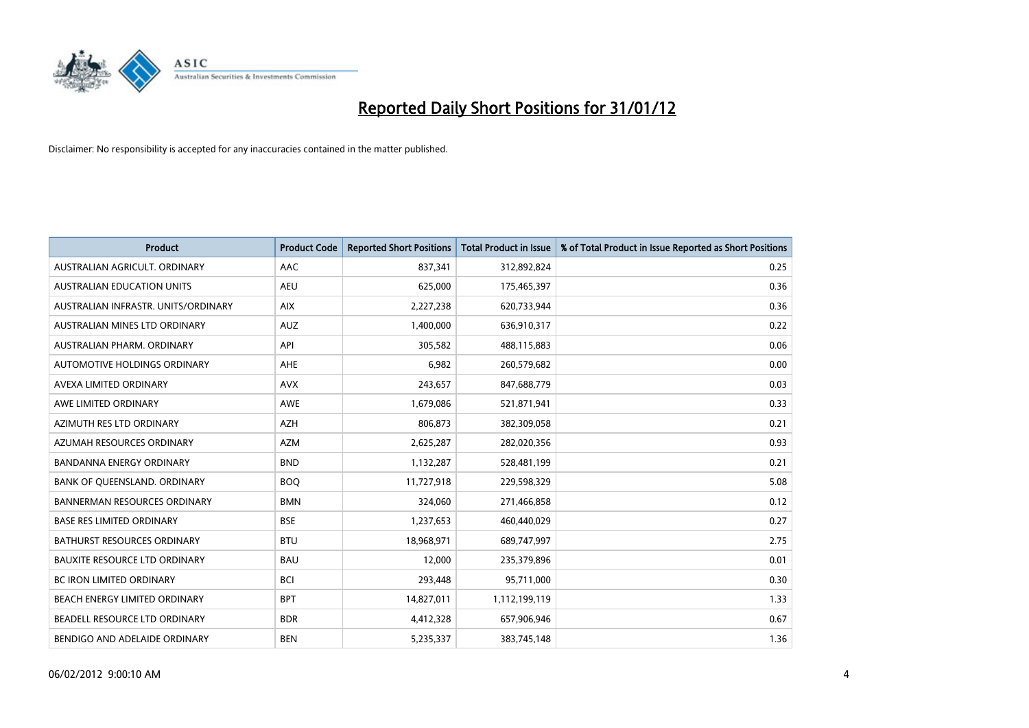# Reported Daily Short Positions for 31/01/12

Disclaimer: No responsibility is accepted for any inaccuracies contained in the matter published.

| Product | Product Code | Reported Short Positions | Total Product in Issue | % of Total Product in Issue Reported as Short Positions |
|---|---|---|---|---|
| AUSTRALIAN AGRICULT. ORDINARY | AAC | 837,341 | 312,892,824 | 0.25 |
| AUSTRALIAN EDUCATION UNITS | AEU | 625,000 | 175,465,397 | 0.36 |
| AUSTRALIAN INFRASTR. UNITS/ORDINARY | AIX | 2,227,238 | 620,733,944 | 0.36 |
| AUSTRALIAN MINES LTD ORDINARY | AUZ | 1,400,000 | 636,910,317 | 0.22 |
| AUSTRALIAN PHARM. ORDINARY | API | 305,582 | 488,115,883 | 0.06 |
| AUTOMOTIVE HOLDINGS ORDINARY | AHE | 6,982 | 260,579,682 | 0.00 |
| AVEXA LIMITED ORDINARY | AVX | 243,657 | 847,688,779 | 0.03 |
| AWE LIMITED ORDINARY | AWE | 1,679,086 | 521,871,941 | 0.33 |
| AZIMUTH RES LTD ORDINARY | AZH | 806,873 | 382,309,058 | 0.21 |
| AZUMAH RESOURCES ORDINARY | AZM | 2,625,287 | 282,020,356 | 0.93 |
| BANDANNA ENERGY ORDINARY | BND | 1,132,287 | 528,481,199 | 0.21 |
| BANK OF QUEENSLAND. ORDINARY | BOQ | 11,727,918 | 229,598,329 | 5.08 |
| BANNERMAN RESOURCES ORDINARY | BMN | 324,060 | 271,466,858 | 0.12 |
| BASE RES LIMITED ORDINARY | BSE | 1,237,653 | 460,440,029 | 0.27 |
| BATHURST RESOURCES ORDINARY | BTU | 18,968,971 | 689,747,997 | 2.75 |
| BAUXITE RESOURCE LTD ORDINARY | BAU | 12,000 | 235,379,896 | 0.01 |
| BC IRON LIMITED ORDINARY | BCI | 293,448 | 95,711,000 | 0.30 |
| BEACH ENERGY LIMITED ORDINARY | BPT | 14,827,011 | 1,112,199,119 | 1.33 |
| BEADELL RESOURCE LTD ORDINARY | BDR | 4,412,328 | 657,906,946 | 0.67 |
| BENDIGO AND ADELAIDE ORDINARY | BEN | 5,235,337 | 383,745,148 | 1.36 |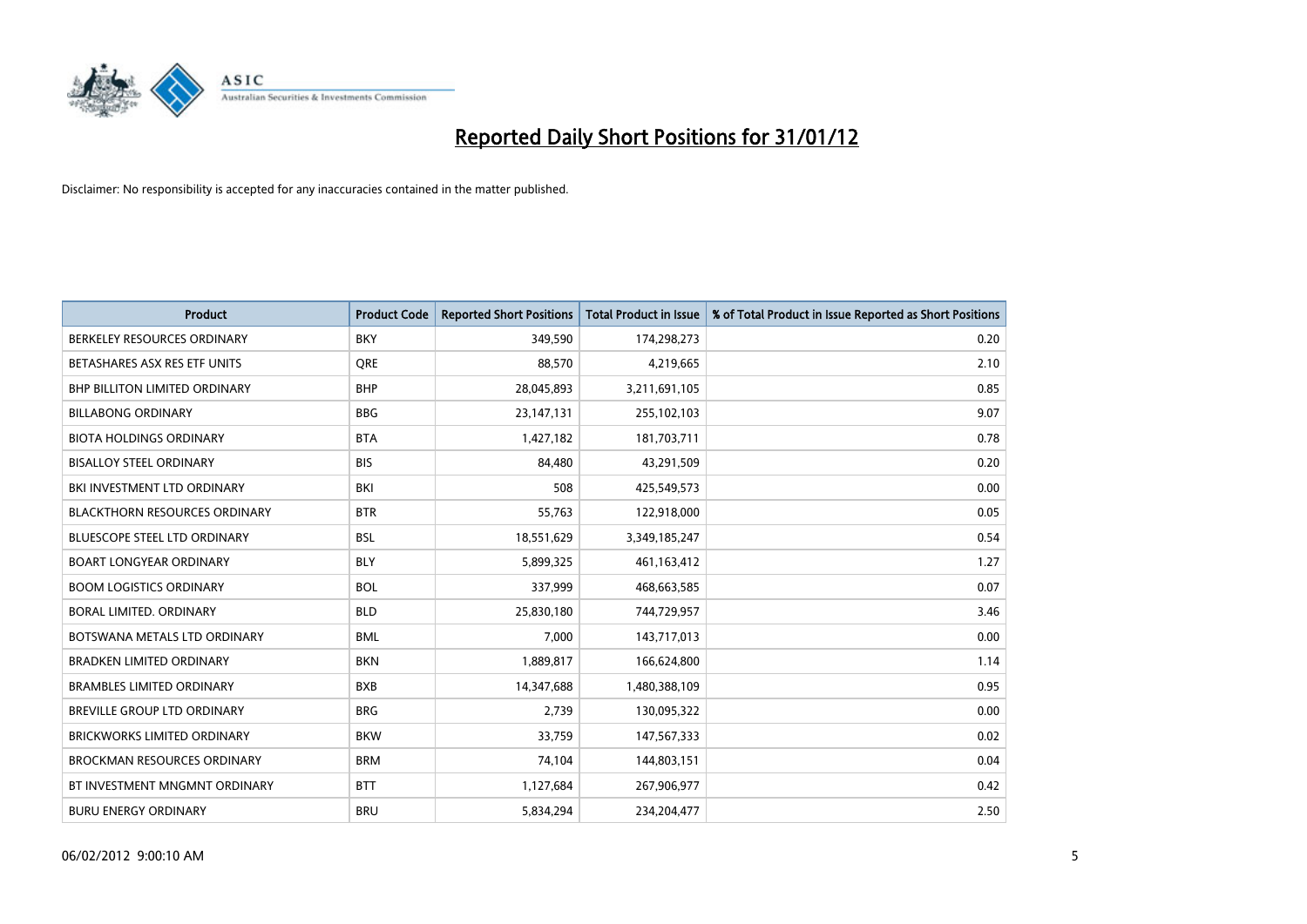# Reported Daily Short Positions for 31/01/12

Disclaimer: No responsibility is accepted for any inaccuracies contained in the matter published.

| Product | Product Code | Reported Short Positions | Total Product in Issue | % of Total Product in Issue Reported as Short Positions |
|---|---|---|---|---|
| BERKELEY RESOURCES ORDINARY | BKY | 349,590 | 174,298,273 | 0.20 |
| BETASHARES ASX RES ETF UNITS | QRE | 88,570 | 4,219,665 | 2.10 |
| BHP BILLITON LIMITED ORDINARY | BHP | 28,045,893 | 3,211,691,105 | 0.85 |
| BILLABONG ORDINARY | BBG | 23,147,131 | 255,102,103 | 9.07 |
| BIOTA HOLDINGS ORDINARY | BTA | 1,427,182 | 181,703,711 | 0.78 |
| BISALLOY STEEL ORDINARY | BIS | 84,480 | 43,291,509 | 0.20 |
| BKI INVESTMENT LTD ORDINARY | BKI | 508 | 425,549,573 | 0.00 |
| BLACKTHORN RESOURCES ORDINARY | BTR | 55,763 | 122,918,000 | 0.05 |
| BLUESCOPE STEEL LTD ORDINARY | BSL | 18,551,629 | 3,349,185,247 | 0.54 |
| BOART LONGYEAR ORDINARY | BLY | 5,899,325 | 461,163,412 | 1.27 |
| BOOM LOGISTICS ORDINARY | BOL | 337,999 | 468,663,585 | 0.07 |
| BORAL LIMITED. ORDINARY | BLD | 25,830,180 | 744,729,957 | 3.46 |
| BOTSWANA METALS LTD ORDINARY | BML | 7,000 | 143,717,013 | 0.00 |
| BRADKEN LIMITED ORDINARY | BKN | 1,889,817 | 166,624,800 | 1.14 |
| BRAMBLES LIMITED ORDINARY | BXB | 14,347,688 | 1,480,388,109 | 0.95 |
| BREVILLE GROUP LTD ORDINARY | BRG | 2,739 | 130,095,322 | 0.00 |
| BRICKWORKS LIMITED ORDINARY | BKW | 33,759 | 147,567,333 | 0.02 |
| BROCKMAN RESOURCES ORDINARY | BRM | 74,104 | 144,803,151 | 0.04 |
| BT INVESTMENT MNGMNT ORDINARY | BTT | 1,127,684 | 267,906,977 | 0.42 |
| BURU ENERGY ORDINARY | BRU | 5,834,294 | 234,204,477 | 2.50 |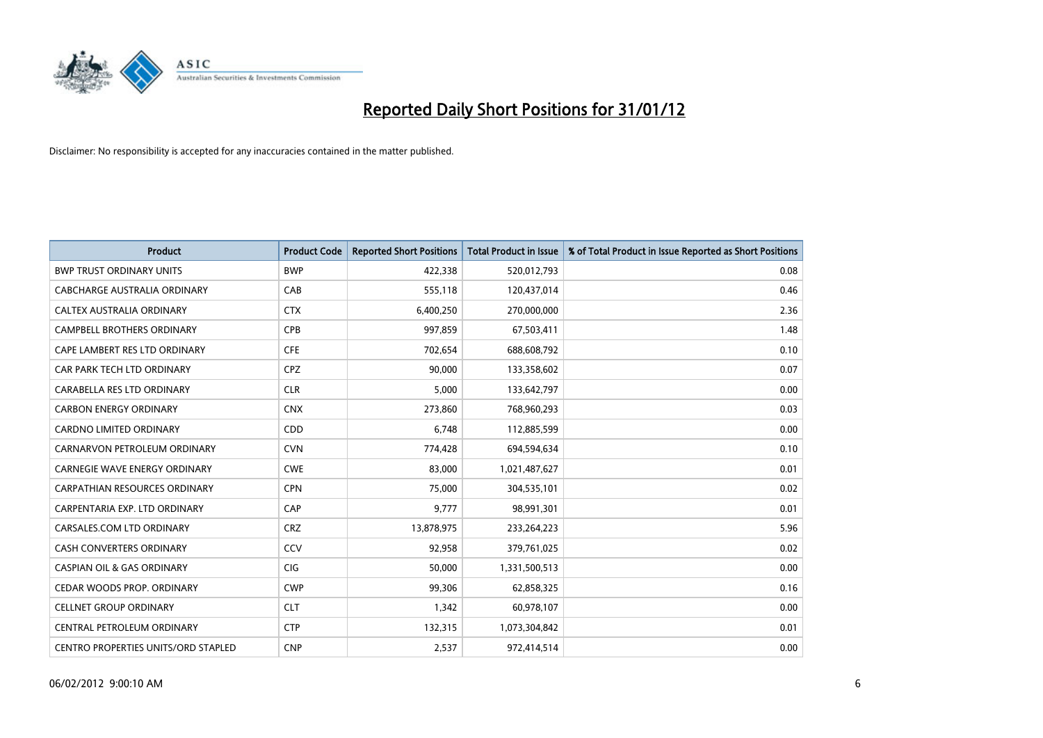# Reported Daily Short Positions for 31/01/12

Disclaimer: No responsibility is accepted for any inaccuracies contained in the matter published.

| Product | Product Code | Reported Short Positions | Total Product in Issue | % of Total Product in Issue Reported as Short Positions |
|---|---|---|---|---|
| BWP TRUST ORDINARY UNITS | BWP | 422,338 | 520,012,793 | 0.08 |
| CABCHARGE AUSTRALIA ORDINARY | CAB | 555,118 | 120,437,014 | 0.46 |
| CALTEX AUSTRALIA ORDINARY | CTX | 6,400,250 | 270,000,000 | 2.36 |
| CAMPBELL BROTHERS ORDINARY | CPB | 997,859 | 67,503,411 | 1.48 |
| CAPE LAMBERT RES LTD ORDINARY | CFE | 702,654 | 688,608,792 | 0.10 |
| CAR PARK TECH LTD ORDINARY | CPZ | 90,000 | 133,358,602 | 0.07 |
| CARABELLA RES LTD ORDINARY | CLR | 5,000 | 133,642,797 | 0.00 |
| CARBON ENERGY ORDINARY | CNX | 273,860 | 768,960,293 | 0.03 |
| CARDNO LIMITED ORDINARY | CDD | 6,748 | 112,885,599 | 0.00 |
| CARNARVON PETROLEUM ORDINARY | CVN | 774,428 | 694,594,634 | 0.10 |
| CARNEGIE WAVE ENERGY ORDINARY | CWE | 83,000 | 1,021,487,627 | 0.01 |
| CARPATHIAN RESOURCES ORDINARY | CPN | 75,000 | 304,535,101 | 0.02 |
| CARPENTARIA EXP. LTD ORDINARY | CAP | 9,777 | 98,991,301 | 0.01 |
| CARSALES.COM LTD ORDINARY | CRZ | 13,878,975 | 233,264,223 | 5.96 |
| CASH CONVERTERS ORDINARY | CCV | 92,958 | 379,761,025 | 0.02 |
| CASPIAN OIL & GAS ORDINARY | CIG | 50,000 | 1,331,500,513 | 0.00 |
| CEDAR WOODS PROP. ORDINARY | CWP | 99,306 | 62,858,325 | 0.16 |
| CELLNET GROUP ORDINARY | CLT | 1,342 | 60,978,107 | 0.00 |
| CENTRAL PETROLEUM ORDINARY | CTP | 132,315 | 1,073,304,842 | 0.01 |
| CENTRO PROPERTIES UNITS/ORD STAPLED | CNP | 2,537 | 972,414,514 | 0.00 |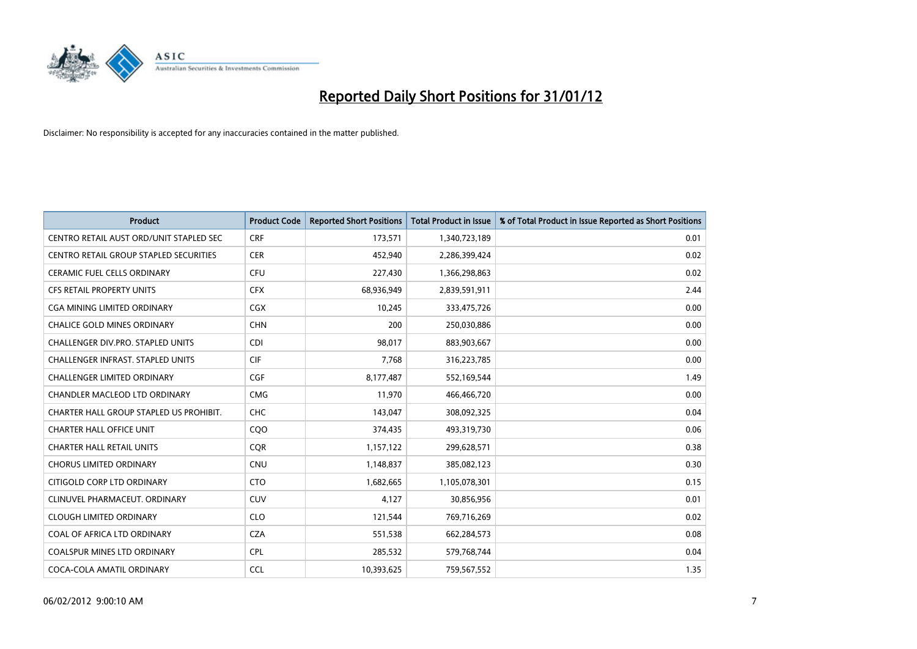# Reported Daily Short Positions for 31/01/12

Disclaimer: No responsibility is accepted for any inaccuracies contained in the matter published.

| Product | Product Code | Reported Short Positions | Total Product in Issue | % of Total Product in Issue Reported as Short Positions |
| --- | --- | --- | --- | --- |
| CENTRO RETAIL AUST ORD/UNIT STAPLED SEC | CRF | 173,571 | 1,340,723,189 | 0.01 |
| CENTRO RETAIL GROUP STAPLED SECURITIES | CER | 452,940 | 2,286,399,424 | 0.02 |
| CERAMIC FUEL CELLS ORDINARY | CFU | 227,430 | 1,366,298,863 | 0.02 |
| CFS RETAIL PROPERTY UNITS | CFX | 68,936,949 | 2,839,591,911 | 2.44 |
| CGA MINING LIMITED ORDINARY | CGX | 10,245 | 333,475,726 | 0.00 |
| CHALICE GOLD MINES ORDINARY | CHN | 200 | 250,030,886 | 0.00 |
| CHALLENGER DIV.PRO. STAPLED UNITS | CDI | 98,017 | 883,903,667 | 0.00 |
| CHALLENGER INFRAST. STAPLED UNITS | CIF | 7,768 | 316,223,785 | 0.00 |
| CHALLENGER LIMITED ORDINARY | CGF | 8,177,487 | 552,169,544 | 1.49 |
| CHANDLER MACLEOD LTD ORDINARY | CMG | 11,970 | 466,466,720 | 0.00 |
| CHARTER HALL GROUP STAPLED US PROHIBIT. | CHC | 143,047 | 308,092,325 | 0.04 |
| CHARTER HALL OFFICE UNIT | CQO | 374,435 | 493,319,730 | 0.06 |
| CHARTER HALL RETAIL UNITS | CQR | 1,157,122 | 299,628,571 | 0.38 |
| CHORUS LIMITED ORDINARY | CNU | 1,148,837 | 385,082,123 | 0.30 |
| CITIGOLD CORP LTD ORDINARY | CTO | 1,682,665 | 1,105,078,301 | 0.15 |
| CLINUVEL PHARMACEUT. ORDINARY | CUV | 4,127 | 30,856,956 | 0.01 |
| CLOUGH LIMITED ORDINARY | CLO | 121,544 | 769,716,269 | 0.02 |
| COAL OF AFRICA LTD ORDINARY | CZA | 551,538 | 662,284,573 | 0.08 |
| COALSPUR MINES LTD ORDINARY | CPL | 285,532 | 579,768,744 | 0.04 |
| COCA-COLA AMATIL ORDINARY | CCL | 10,393,625 | 759,567,552 | 1.35 |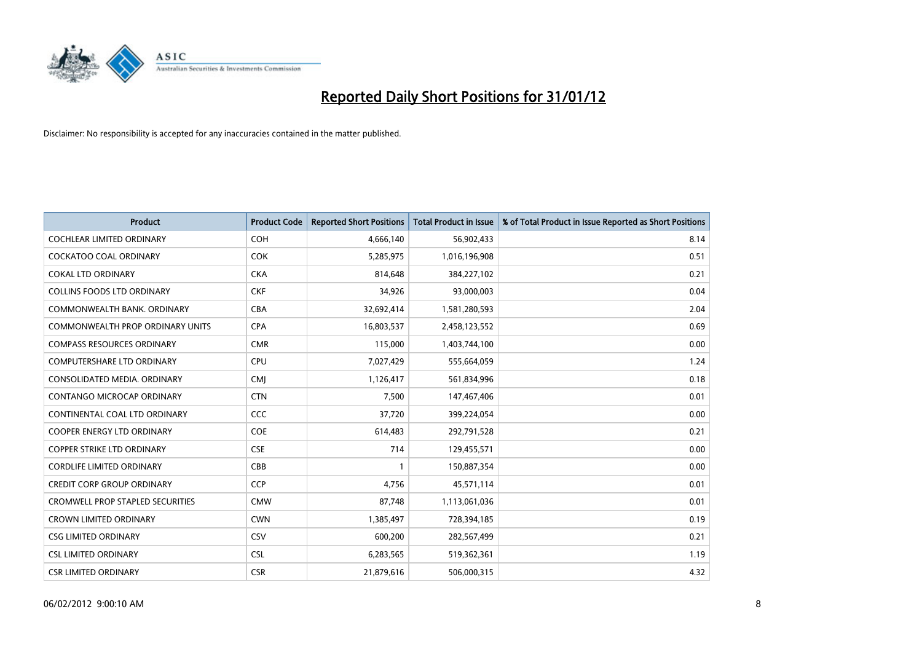# Reported Daily Short Positions for 31/01/12

Disclaimer: No responsibility is accepted for any inaccuracies contained in the matter published.

| Product | Product Code | Reported Short Positions | Total Product in Issue | % of Total Product in Issue Reported as Short Positions |
|---|---|---|---|---|
| COCHLEAR LIMITED ORDINARY | COH | 4,666,140 | 56,902,433 | 8.14 |
| COCKATOO COAL ORDINARY | COK | 5,285,975 | 1,016,196,908 | 0.51 |
| COKAL LTD ORDINARY | CKA | 814,648 | 384,227,102 | 0.21 |
| COLLINS FOODS LTD ORDINARY | CKF | 34,926 | 93,000,003 | 0.04 |
| COMMONWEALTH BANK. ORDINARY | CBA | 32,692,414 | 1,581,280,593 | 2.04 |
| COMMONWEALTH PROP ORDINARY UNITS | CPA | 16,803,537 | 2,458,123,552 | 0.69 |
| COMPASS RESOURCES ORDINARY | CMR | 115,000 | 1,403,744,100 | 0.00 |
| COMPUTERSHARE LTD ORDINARY | CPU | 7,027,429 | 555,664,059 | 1.24 |
| CONSOLIDATED MEDIA. ORDINARY | CMJ | 1,126,417 | 561,834,996 | 0.18 |
| CONTANGO MICROCAP ORDINARY | CTN | 7,500 | 147,467,406 | 0.01 |
| CONTINENTAL COAL LTD ORDINARY | CCC | 37,720 | 399,224,054 | 0.00 |
| COOPER ENERGY LTD ORDINARY | COE | 614,483 | 292,791,528 | 0.21 |
| COPPER STRIKE LTD ORDINARY | CSE | 714 | 129,455,571 | 0.00 |
| CORDLIFE LIMITED ORDINARY | CBB | 1 | 150,887,354 | 0.00 |
| CREDIT CORP GROUP ORDINARY | CCP | 4,756 | 45,571,114 | 0.01 |
| CROMWELL PROP STAPLED SECURITIES | CMW | 87,748 | 1,113,061,036 | 0.01 |
| CROWN LIMITED ORDINARY | CWN | 1,385,497 | 728,394,185 | 0.19 |
| CSG LIMITED ORDINARY | CSV | 600,200 | 282,567,499 | 0.21 |
| CSL LIMITED ORDINARY | CSL | 6,283,565 | 519,362,361 | 1.19 |
| CSR LIMITED ORDINARY | CSR | 21,879,616 | 506,000,315 | 4.32 |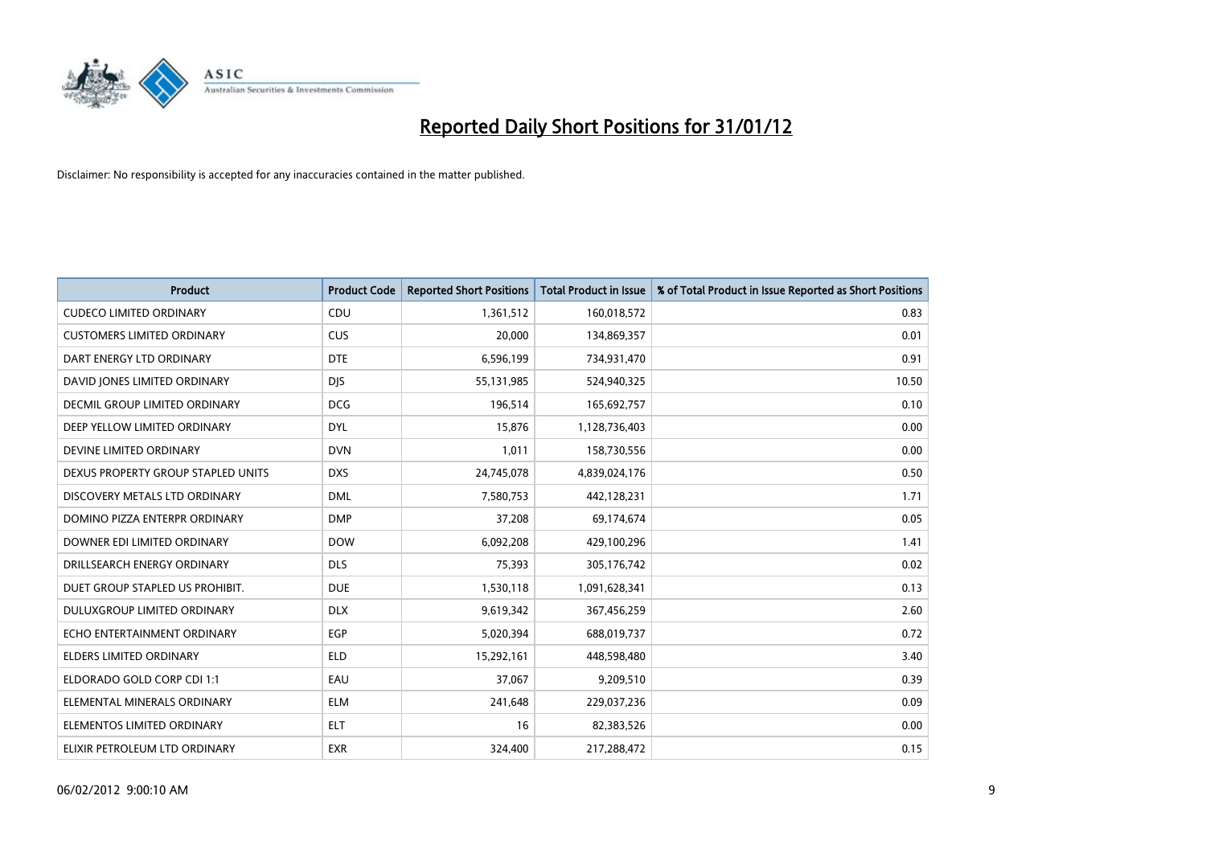# Reported Daily Short Positions for 31/01/12

Disclaimer: No responsibility is accepted for any inaccuracies contained in the matter published.

| Product | Product Code | Reported Short Positions | Total Product in Issue | % of Total Product in Issue Reported as Short Positions |
|---|---|---|---|---|
| CUDECO LIMITED ORDINARY | CDU | 1,361,512 | 160,018,572 | 0.83 |
| CUSTOMERS LIMITED ORDINARY | CUS | 20,000 | 134,869,357 | 0.01 |
| DART ENERGY LTD ORDINARY | DTE | 6,596,199 | 734,931,470 | 0.91 |
| DAVID JONES LIMITED ORDINARY | DJS | 55,131,985 | 524,940,325 | 10.50 |
| DECMIL GROUP LIMITED ORDINARY | DCG | 196,514 | 165,692,757 | 0.10 |
| DEEP YELLOW LIMITED ORDINARY | DYL | 15,876 | 1,128,736,403 | 0.00 |
| DEVINE LIMITED ORDINARY | DVN | 1,011 | 158,730,556 | 0.00 |
| DEXUS PROPERTY GROUP STAPLED UNITS | DXS | 24,745,078 | 4,839,024,176 | 0.50 |
| DISCOVERY METALS LTD ORDINARY | DML | 7,580,753 | 442,128,231 | 1.71 |
| DOMINO PIZZA ENTERPR ORDINARY | DMP | 37,208 | 69,174,674 | 0.05 |
| DOWNER EDI LIMITED ORDINARY | DOW | 6,092,208 | 429,100,296 | 1.41 |
| DRILLSEARCH ENERGY ORDINARY | DLS | 75,393 | 305,176,742 | 0.02 |
| DUET GROUP STAPLED US PROHIBIT. | DUE | 1,530,118 | 1,091,628,341 | 0.13 |
| DULUXGROUP LIMITED ORDINARY | DLX | 9,619,342 | 367,456,259 | 2.60 |
| ECHO ENTERTAINMENT ORDINARY | EGP | 5,020,394 | 688,019,737 | 0.72 |
| ELDERS LIMITED ORDINARY | ELD | 15,292,161 | 448,598,480 | 3.40 |
| ELDORADO GOLD CORP CDI 1:1 | EAU | 37,067 | 9,209,510 | 0.39 |
| ELEMENTAL MINERALS ORDINARY | ELM | 241,648 | 229,037,236 | 0.09 |
| ELEMENTOS LIMITED ORDINARY | ELT | 16 | 82,383,526 | 0.00 |
| ELIXIR PETROLEUM LTD ORDINARY | EXR | 324,400 | 217,288,472 | 0.15 |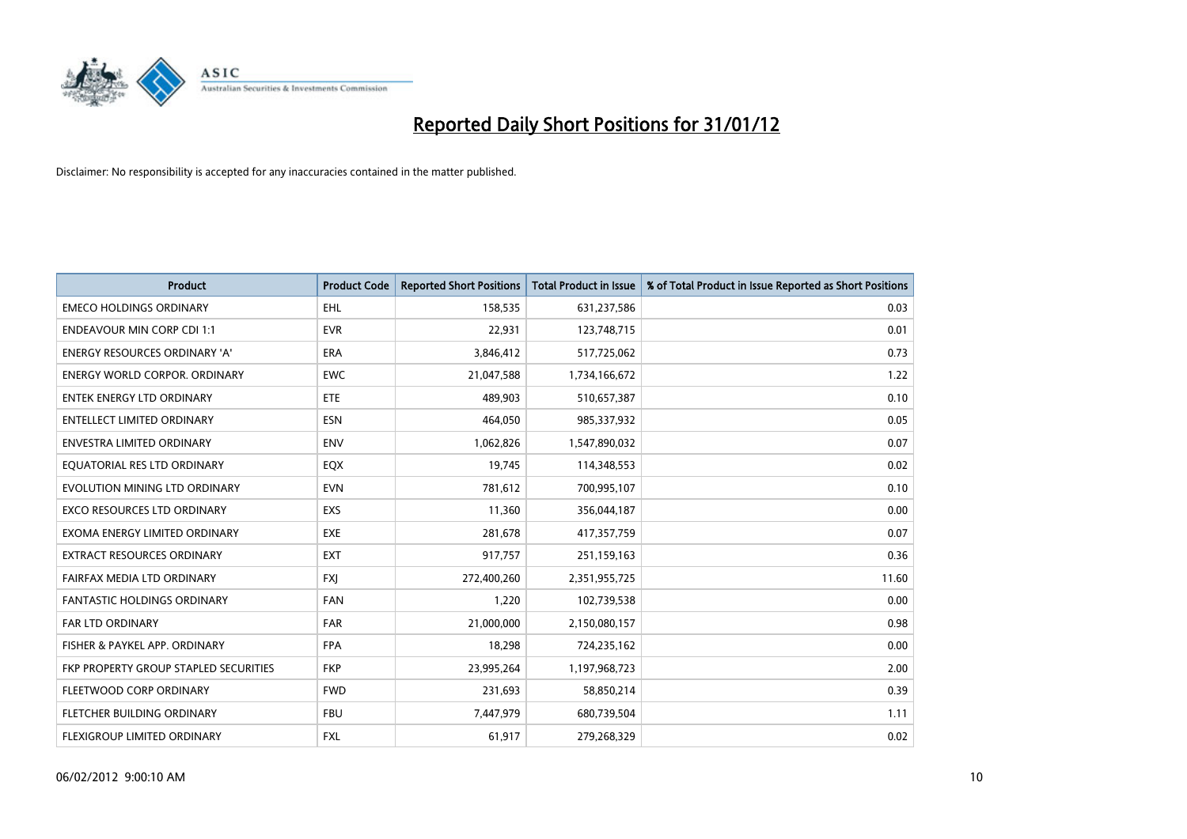# Reported Daily Short Positions for 31/01/12

Disclaimer: No responsibility is accepted for any inaccuracies contained in the matter published.

| Product | Product Code | Reported Short Positions | Total Product in Issue | % of Total Product in Issue Reported as Short Positions |
|---|---|---|---|---|
| EMECO HOLDINGS ORDINARY | EHL | 158,535 | 631,237,586 | 0.03 |
| ENDEAVOUR MIN CORP CDI 1:1 | EVR | 22,931 | 123,748,715 | 0.01 |
| ENERGY RESOURCES ORDINARY 'A' | ERA | 3,846,412 | 517,725,062 | 0.73 |
| ENERGY WORLD CORPOR. ORDINARY | EWC | 21,047,588 | 1,734,166,672 | 1.22 |
| ENTEK ENERGY LTD ORDINARY | ETE | 489,903 | 510,657,387 | 0.10 |
| ENTELLECT LIMITED ORDINARY | ESN | 464,050 | 985,337,932 | 0.05 |
| ENVESTRA LIMITED ORDINARY | ENV | 1,062,826 | 1,547,890,032 | 0.07 |
| EQUATORIAL RES LTD ORDINARY | EQX | 19,745 | 114,348,553 | 0.02 |
| EVOLUTION MINING LTD ORDINARY | EVN | 781,612 | 700,995,107 | 0.10 |
| EXCO RESOURCES LTD ORDINARY | EXS | 11,360 | 356,044,187 | 0.00 |
| EXOMA ENERGY LIMITED ORDINARY | EXE | 281,678 | 417,357,759 | 0.07 |
| EXTRACT RESOURCES ORDINARY | EXT | 917,757 | 251,159,163 | 0.36 |
| FAIRFAX MEDIA LTD ORDINARY | FXJ | 272,400,260 | 2,351,955,725 | 11.60 |
| FANTASTIC HOLDINGS ORDINARY | FAN | 1,220 | 102,739,538 | 0.00 |
| FAR LTD ORDINARY | FAR | 21,000,000 | 2,150,080,157 | 0.98 |
| FISHER & PAYKEL APP. ORDINARY | FPA | 18,298 | 724,235,162 | 0.00 |
| FKP PROPERTY GROUP STAPLED SECURITIES | FKP | 23,995,264 | 1,197,968,723 | 2.00 |
| FLEETWOOD CORP ORDINARY | FWD | 231,693 | 58,850,214 | 0.39 |
| FLETCHER BUILDING ORDINARY | FBU | 7,447,979 | 680,739,504 | 1.11 |
| FLEXIGROUP LIMITED ORDINARY | FXL | 61,917 | 279,268,329 | 0.02 |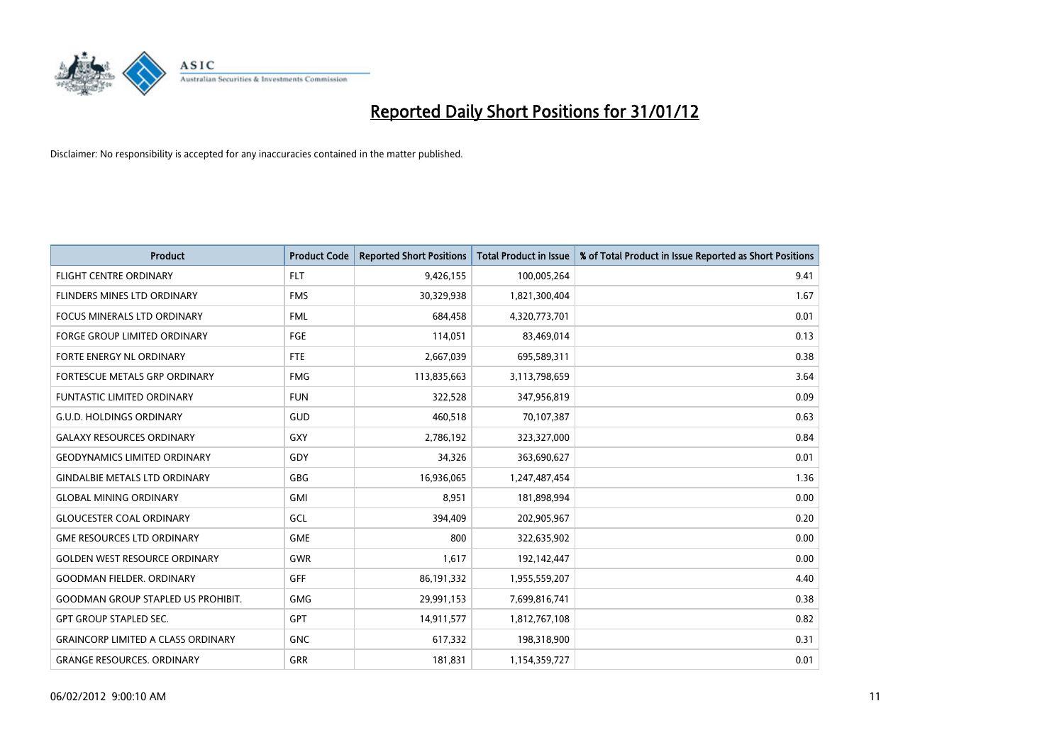# Reported Daily Short Positions for 31/01/12

Disclaimer: No responsibility is accepted for any inaccuracies contained in the matter published.

| Product | Product Code | Reported Short Positions | Total Product in Issue | % of Total Product in Issue Reported as Short Positions |
|---|---|---|---|---|
| FLIGHT CENTRE ORDINARY | FLT | 9,426,155 | 100,005,264 | 9.41 |
| FLINDERS MINES LTD ORDINARY | FMS | 30,329,938 | 1,821,300,404 | 1.67 |
| FOCUS MINERALS LTD ORDINARY | FML | 684,458 | 4,320,773,701 | 0.01 |
| FORGE GROUP LIMITED ORDINARY | FGE | 114,051 | 83,469,014 | 0.13 |
| FORTE ENERGY NL ORDINARY | FTE | 2,667,039 | 695,589,311 | 0.38 |
| FORTESCUE METALS GRP ORDINARY | FMG | 113,835,663 | 3,113,798,659 | 3.64 |
| FUNTASTIC LIMITED ORDINARY | FUN | 322,528 | 347,956,819 | 0.09 |
| G.U.D. HOLDINGS ORDINARY | GUD | 460,518 | 70,107,387 | 0.63 |
| GALAXY RESOURCES ORDINARY | GXY | 2,786,192 | 323,327,000 | 0.84 |
| GEODYNAMICS LIMITED ORDINARY | GDY | 34,326 | 363,690,627 | 0.01 |
| GINDALBIE METALS LTD ORDINARY | GBG | 16,936,065 | 1,247,487,454 | 1.36 |
| GLOBAL MINING ORDINARY | GMI | 8,951 | 181,898,994 | 0.00 |
| GLOUCESTER COAL ORDINARY | GCL | 394,409 | 202,905,967 | 0.20 |
| GME RESOURCES LTD ORDINARY | GME | 800 | 322,635,902 | 0.00 |
| GOLDEN WEST RESOURCE ORDINARY | GWR | 1,617 | 192,142,447 | 0.00 |
| GOODMAN FIELDER. ORDINARY | GFF | 86,191,332 | 1,955,559,207 | 4.40 |
| GOODMAN GROUP STAPLED US PROHIBIT. | GMG | 29,991,153 | 7,699,816,741 | 0.38 |
| GPT GROUP STAPLED SEC. | GPT | 14,911,577 | 1,812,767,108 | 0.82 |
| GRAINCORP LIMITED A CLASS ORDINARY | GNC | 617,332 | 198,318,900 | 0.31 |
| GRANGE RESOURCES. ORDINARY | GRR | 181,831 | 1,154,359,727 | 0.01 |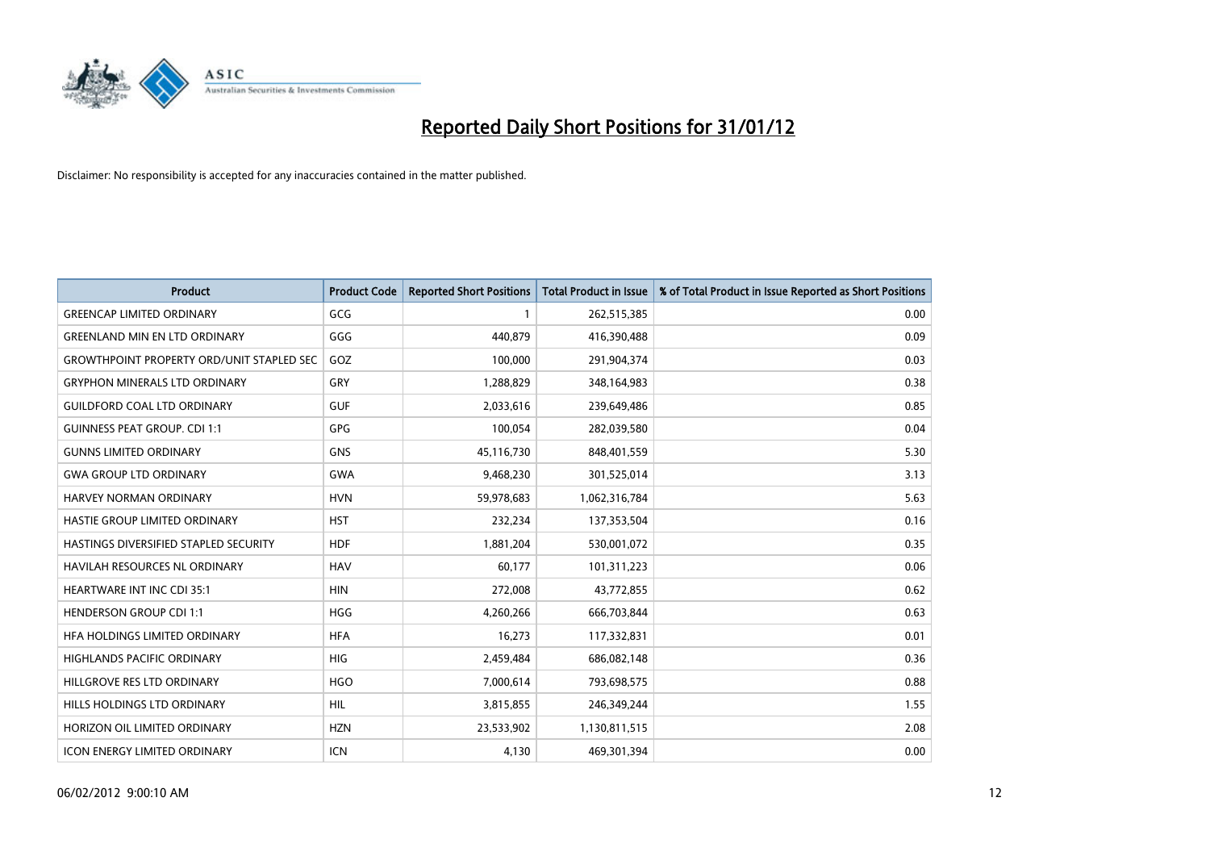# Reported Daily Short Positions for 31/01/12

Disclaimer: No responsibility is accepted for any inaccuracies contained in the matter published.

| Product | Product Code | Reported Short Positions | Total Product in Issue | % of Total Product in Issue Reported as Short Positions |
|---|---|---|---|---|
| GREENCAP LIMITED ORDINARY | GCG | 1 | 262,515,385 | 0.00 |
| GREENLAND MIN EN LTD ORDINARY | GGG | 440,879 | 416,390,488 | 0.09 |
| GROWTHPOINT PROPERTY ORD/UNIT STAPLED SEC | GOZ | 100,000 | 291,904,374 | 0.03 |
| GRYPHON MINERALS LTD ORDINARY | GRY | 1,288,829 | 348,164,983 | 0.38 |
| GUILDFORD COAL LTD ORDINARY | GUF | 2,033,616 | 239,649,486 | 0.85 |
| GUINNESS PEAT GROUP. CDI 1:1 | GPG | 100,054 | 282,039,580 | 0.04 |
| GUNNS LIMITED ORDINARY | GNS | 45,116,730 | 848,401,559 | 5.30 |
| GWA GROUP LTD ORDINARY | GWA | 9,468,230 | 301,525,014 | 3.13 |
| HARVEY NORMAN ORDINARY | HVN | 59,978,683 | 1,062,316,784 | 5.63 |
| HASTIE GROUP LIMITED ORDINARY | HST | 232,234 | 137,353,504 | 0.16 |
| HASTINGS DIVERSIFIED STAPLED SECURITY | HDF | 1,881,204 | 530,001,072 | 0.35 |
| HAVILAH RESOURCES NL ORDINARY | HAV | 60,177 | 101,311,223 | 0.06 |
| HEARTWARE INT INC CDI 35:1 | HIN | 272,008 | 43,772,855 | 0.62 |
| HENDERSON GROUP CDI 1:1 | HGG | 4,260,266 | 666,703,844 | 0.63 |
| HFA HOLDINGS LIMITED ORDINARY | HFA | 16,273 | 117,332,831 | 0.01 |
| HIGHLANDS PACIFIC ORDINARY | HIG | 2,459,484 | 686,082,148 | 0.36 |
| HILLGROVE RES LTD ORDINARY | HGO | 7,000,614 | 793,698,575 | 0.88 |
| HILLS HOLDINGS LTD ORDINARY | HIL | 3,815,855 | 246,349,244 | 1.55 |
| HORIZON OIL LIMITED ORDINARY | HZN | 23,533,902 | 1,130,811,515 | 2.08 |
| ICON ENERGY LIMITED ORDINARY | ICN | 4,130 | 469,301,394 | 0.00 |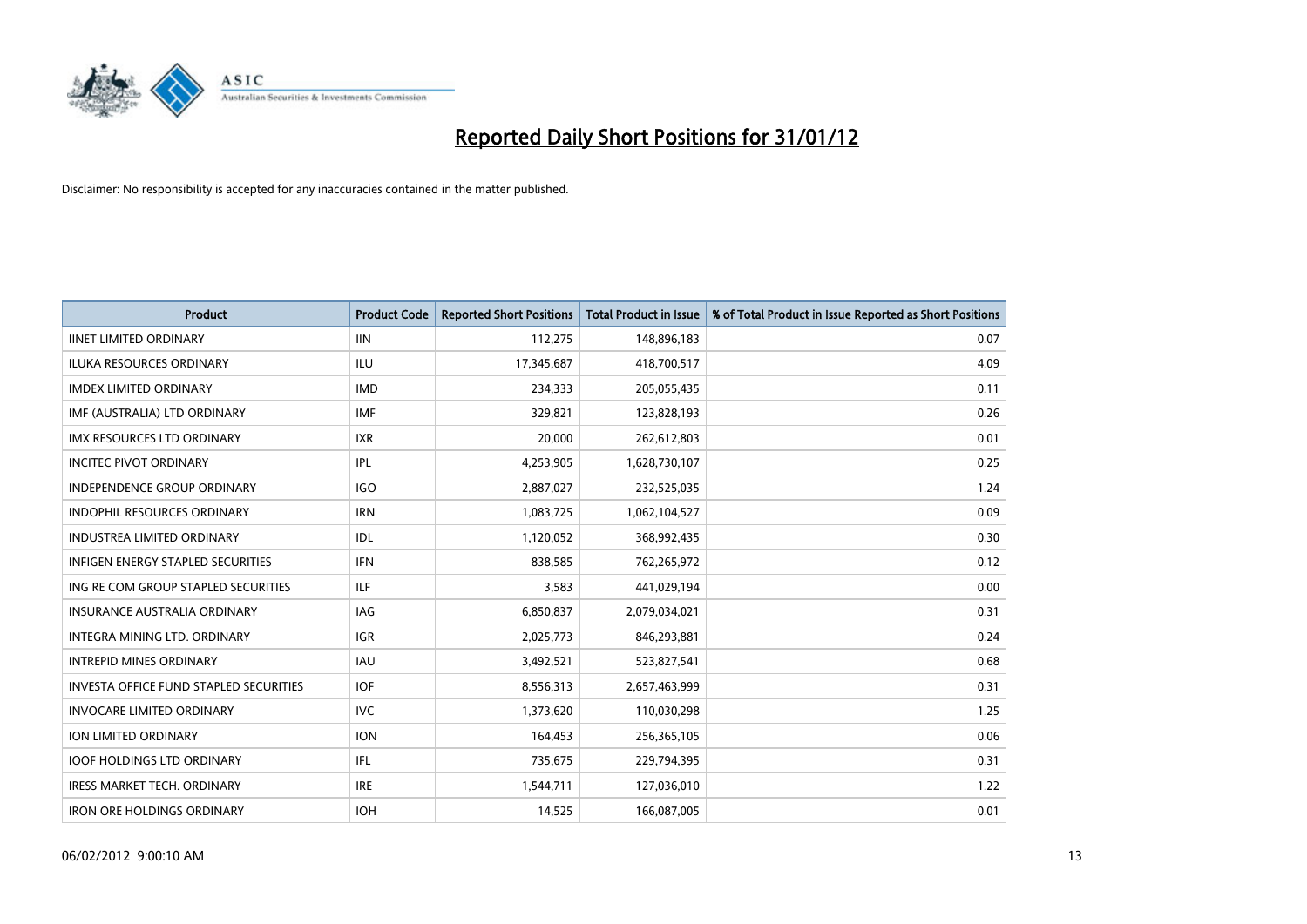# Reported Daily Short Positions for 31/01/12

Disclaimer: No responsibility is accepted for any inaccuracies contained in the matter published.

| Product | Product Code | Reported Short Positions | Total Product in Issue | % of Total Product in Issue Reported as Short Positions |
|---|---|---|---|---|
| IINET LIMITED ORDINARY | IIN | 112,275 | 148,896,183 | 0.07 |
| ILUKA RESOURCES ORDINARY | ILU | 17,345,687 | 418,700,517 | 4.09 |
| IMDEX LIMITED ORDINARY | IMD | 234,333 | 205,055,435 | 0.11 |
| IMF (AUSTRALIA) LTD ORDINARY | IMF | 329,821 | 123,828,193 | 0.26 |
| IMX RESOURCES LTD ORDINARY | IXR | 20,000 | 262,612,803 | 0.01 |
| INCITEC PIVOT ORDINARY | IPL | 4,253,905 | 1,628,730,107 | 0.25 |
| INDEPENDENCE GROUP ORDINARY | IGO | 2,887,027 | 232,525,035 | 1.24 |
| INDOPHIL RESOURCES ORDINARY | IRN | 1,083,725 | 1,062,104,527 | 0.09 |
| INDUSTREA LIMITED ORDINARY | IDL | 1,120,052 | 368,992,435 | 0.30 |
| INFIGEN ENERGY STAPLED SECURITIES | IFN | 838,585 | 762,265,972 | 0.12 |
| ING RE COM GROUP STAPLED SECURITIES | ILF | 3,583 | 441,029,194 | 0.00 |
| INSURANCE AUSTRALIA ORDINARY | IAG | 6,850,837 | 2,079,034,021 | 0.31 |
| INTEGRA MINING LTD. ORDINARY | IGR | 2,025,773 | 846,293,881 | 0.24 |
| INTREPID MINES ORDINARY | IAU | 3,492,521 | 523,827,541 | 0.68 |
| INVESTA OFFICE FUND STAPLED SECURITIES | IOF | 8,556,313 | 2,657,463,999 | 0.31 |
| INVOCARE LIMITED ORDINARY | IVC | 1,373,620 | 110,030,298 | 1.25 |
| ION LIMITED ORDINARY | ION | 164,453 | 256,365,105 | 0.06 |
| IOOF HOLDINGS LTD ORDINARY | IFL | 735,675 | 229,794,395 | 0.31 |
| IRESS MARKET TECH. ORDINARY | IRE | 1,544,711 | 127,036,010 | 1.22 |
| IRON ORE HOLDINGS ORDINARY | IOH | 14,525 | 166,087,005 | 0.01 |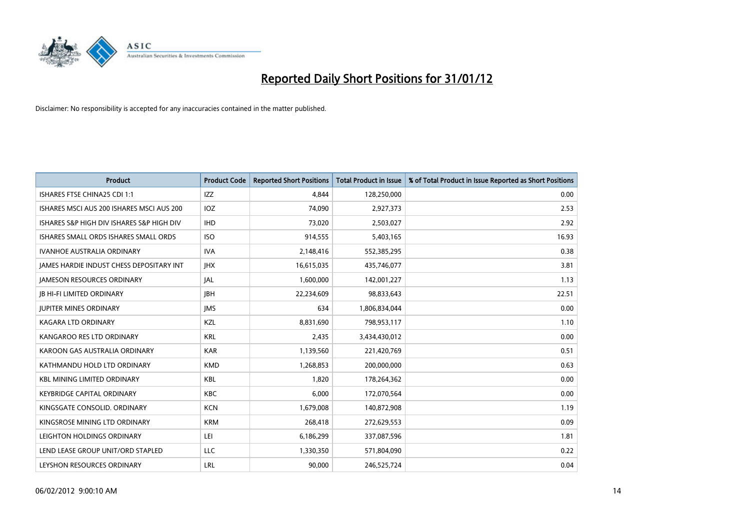# Reported Daily Short Positions for 31/01/12

Disclaimer: No responsibility is accepted for any inaccuracies contained in the matter published.

| Product | Product Code | Reported Short Positions | Total Product in Issue | % of Total Product in Issue Reported as Short Positions |
|---|---|---|---|---|
| ISHARES FTSE CHINA25 CDI 1:1 | IZZ | 4,844 | 128,250,000 | 0.00 |
| ISHARES MSCI AUS 200 ISHARES MSCI AUS 200 | IOZ | 74,090 | 2,927,373 | 2.53 |
| ISHARES S&P HIGH DIV ISHARES S&P HIGH DIV | IHD | 73,020 | 2,503,027 | 2.92 |
| ISHARES SMALL ORDS ISHARES SMALL ORDS | ISO | 914,555 | 5,403,165 | 16.93 |
| IVANHOE AUSTRALIA ORDINARY | IVA | 2,148,416 | 552,385,295 | 0.38 |
| JAMES HARDIE INDUST CHESS DEPOSITARY INT | JHX | 16,615,035 | 435,746,077 | 3.81 |
| JAMESON RESOURCES ORDINARY | JAL | 1,600,000 | 142,001,227 | 1.13 |
| JB HI-FI LIMITED ORDINARY | JBH | 22,234,609 | 98,833,643 | 22.51 |
| JUPITER MINES ORDINARY | JMS | 634 | 1,806,834,044 | 0.00 |
| KAGARA LTD ORDINARY | KZL | 8,831,690 | 798,953,117 | 1.10 |
| KANGAROO RES LTD ORDINARY | KRL | 2,435 | 3,434,430,012 | 0.00 |
| KAROON GAS AUSTRALIA ORDINARY | KAR | 1,139,560 | 221,420,769 | 0.51 |
| KATHMANDU HOLD LTD ORDINARY | KMD | 1,268,853 | 200,000,000 | 0.63 |
| KBL MINING LIMITED ORDINARY | KBL | 1,820 | 178,264,362 | 0.00 |
| KEYBRIDGE CAPITAL ORDINARY | KBC | 6,000 | 172,070,564 | 0.00 |
| KINGSGATE CONSOLID. ORDINARY | KCN | 1,679,008 | 140,872,908 | 1.19 |
| KINGSROSE MINING LTD ORDINARY | KRM | 268,418 | 272,629,553 | 0.09 |
| LEIGHTON HOLDINGS ORDINARY | LEI | 6,186,299 | 337,087,596 | 1.81 |
| LEND LEASE GROUP UNIT/ORD STAPLED | LLC | 1,330,350 | 571,804,090 | 0.22 |
| LEYSHON RESOURCES ORDINARY | LRL | 90,000 | 246,525,724 | 0.04 |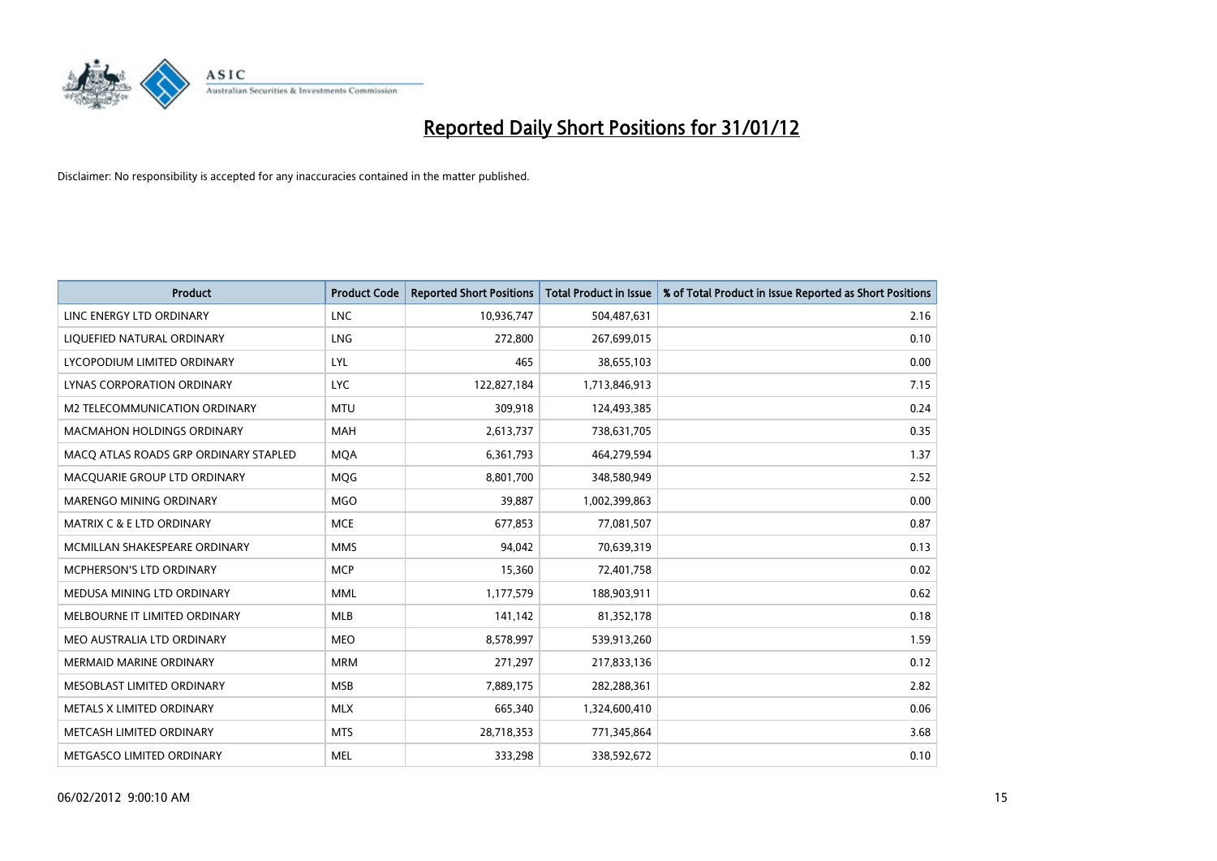# Reported Daily Short Positions for 31/01/12

Disclaimer: No responsibility is accepted for any inaccuracies contained in the matter published.

| Product | Product Code | Reported Short Positions | Total Product in Issue | % of Total Product in Issue Reported as Short Positions |
|---|---|---|---|---|
| LINC ENERGY LTD ORDINARY | LNC | 10,936,747 | 504,487,631 | 2.16 |
| LIQUEFIED NATURAL ORDINARY | LNG | 272,800 | 267,699,015 | 0.10 |
| LYCOPODIUM LIMITED ORDINARY | LYL | 465 | 38,655,103 | 0.00 |
| LYNAS CORPORATION ORDINARY | LYC | 122,827,184 | 1,713,846,913 | 7.15 |
| M2 TELECOMMUNICATION ORDINARY | MTU | 309,918 | 124,493,385 | 0.24 |
| MACMAHON HOLDINGS ORDINARY | MAH | 2,613,737 | 738,631,705 | 0.35 |
| MACQ ATLAS ROADS GRP ORDINARY STAPLED | MQA | 6,361,793 | 464,279,594 | 1.37 |
| MACQUARIE GROUP LTD ORDINARY | MQG | 8,801,700 | 348,580,949 | 2.52 |
| MARENGO MINING ORDINARY | MGO | 39,887 | 1,002,399,863 | 0.00 |
| MATRIX C & E LTD ORDINARY | MCE | 677,853 | 77,081,507 | 0.87 |
| MCMILLAN SHAKESPEARE ORDINARY | MMS | 94,042 | 70,639,319 | 0.13 |
| MCPHERSON'S LTD ORDINARY | MCP | 15,360 | 72,401,758 | 0.02 |
| MEDUSA MINING LTD ORDINARY | MML | 1,177,579 | 188,903,911 | 0.62 |
| MELBOURNE IT LIMITED ORDINARY | MLB | 141,142 | 81,352,178 | 0.18 |
| MEO AUSTRALIA LTD ORDINARY | MEO | 8,578,997 | 539,913,260 | 1.59 |
| MERMAID MARINE ORDINARY | MRM | 271,297 | 217,833,136 | 0.12 |
| MESOBLAST LIMITED ORDINARY | MSB | 7,889,175 | 282,288,361 | 2.82 |
| METALS X LIMITED ORDINARY | MLX | 665,340 | 1,324,600,410 | 0.06 |
| METCASH LIMITED ORDINARY | MTS | 28,718,353 | 771,345,864 | 3.68 |
| METGASCO LIMITED ORDINARY | MEL | 333,298 | 338,592,672 | 0.10 |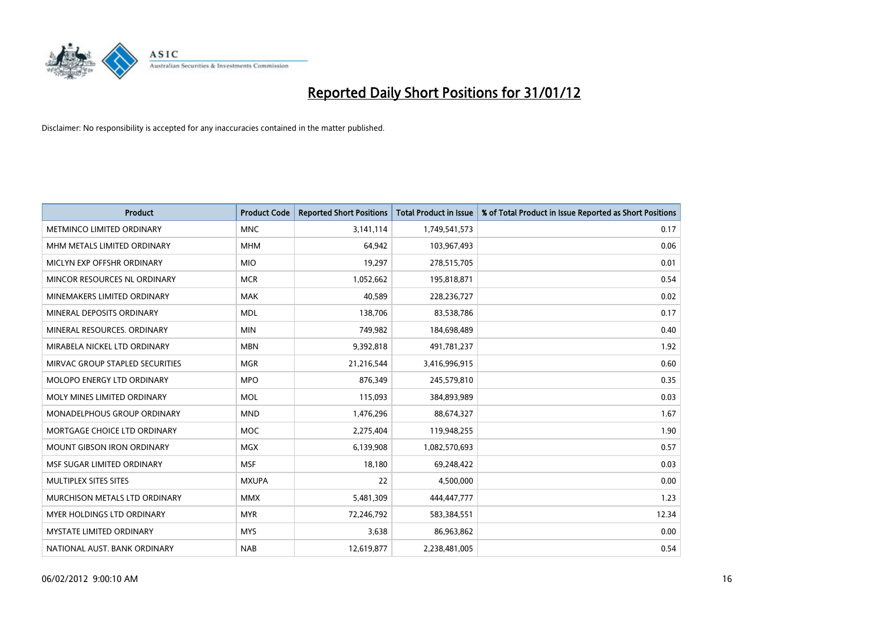# Reported Daily Short Positions for 31/01/12

Disclaimer: No responsibility is accepted for any inaccuracies contained in the matter published.

| Product | Product Code | Reported Short Positions | Total Product in Issue | % of Total Product in Issue Reported as Short Positions |
|---|---|---|---|---|
| METMINCO LIMITED ORDINARY | MNC | 3,141,114 | 1,749,541,573 | 0.17 |
| MHM METALS LIMITED ORDINARY | MHM | 64,942 | 103,967,493 | 0.06 |
| MICLYN EXP OFFSHR ORDINARY | MIO | 19,297 | 278,515,705 | 0.01 |
| MINCOR RESOURCES NL ORDINARY | MCR | 1,052,662 | 195,818,871 | 0.54 |
| MINEMAKERS LIMITED ORDINARY | MAK | 40,589 | 228,236,727 | 0.02 |
| MINERAL DEPOSITS ORDINARY | MDL | 138,706 | 83,538,786 | 0.17 |
| MINERAL RESOURCES. ORDINARY | MIN | 749,982 | 184,698,489 | 0.40 |
| MIRABELA NICKEL LTD ORDINARY | MBN | 9,392,818 | 491,781,237 | 1.92 |
| MIRVAC GROUP STAPLED SECURITIES | MGR | 21,216,544 | 3,416,996,915 | 0.60 |
| MOLOPO ENERGY LTD ORDINARY | MPO | 876,349 | 245,579,810 | 0.35 |
| MOLY MINES LIMITED ORDINARY | MOL | 115,093 | 384,893,989 | 0.03 |
| MONADELPHOUS GROUP ORDINARY | MND | 1,476,296 | 88,674,327 | 1.67 |
| MORTGAGE CHOICE LTD ORDINARY | MOC | 2,275,404 | 119,948,255 | 1.90 |
| MOUNT GIBSON IRON ORDINARY | MGX | 6,139,908 | 1,082,570,693 | 0.57 |
| MSF SUGAR LIMITED ORDINARY | MSF | 18,180 | 69,248,422 | 0.03 |
| MULTIPLEX SITES SITES | MXUPA | 22 | 4,500,000 | 0.00 |
| MURCHISON METALS LTD ORDINARY | MMX | 5,481,309 | 444,447,777 | 1.23 |
| MYER HOLDINGS LTD ORDINARY | MYR | 72,246,792 | 583,384,551 | 12.34 |
| MYSTATE LIMITED ORDINARY | MYS | 3,638 | 86,963,862 | 0.00 |
| NATIONAL AUST. BANK ORDINARY | NAB | 12,619,877 | 2,238,481,005 | 0.54 |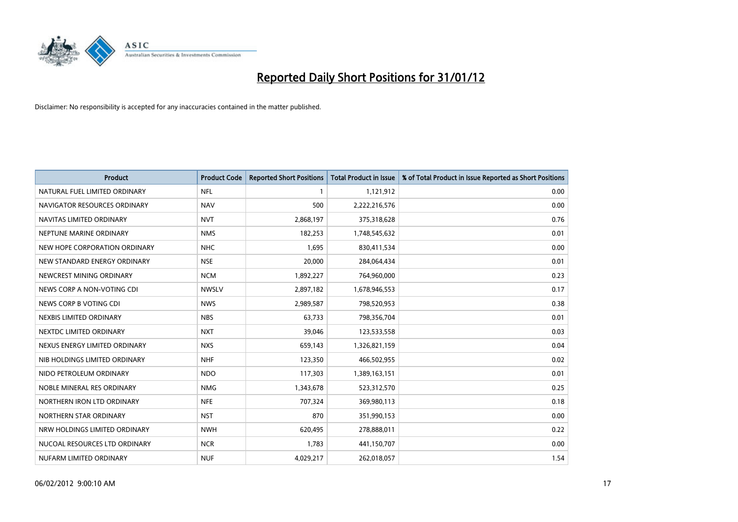# Reported Daily Short Positions for 31/01/12

Disclaimer: No responsibility is accepted for any inaccuracies contained in the matter published.

| Product | Product Code | Reported Short Positions | Total Product in Issue | % of Total Product in Issue Reported as Short Positions |
|---|---|---|---|---|
| NATURAL FUEL LIMITED ORDINARY | NFL | 1 | 1,121,912 | 0.00 |
| NAVIGATOR RESOURCES ORDINARY | NAV | 500 | 2,222,216,576 | 0.00 |
| NAVITAS LIMITED ORDINARY | NVT | 2,868,197 | 375,318,628 | 0.76 |
| NEPTUNE MARINE ORDINARY | NMS | 182,253 | 1,748,545,632 | 0.01 |
| NEW HOPE CORPORATION ORDINARY | NHC | 1,695 | 830,411,534 | 0.00 |
| NEW STANDARD ENERGY ORDINARY | NSE | 20,000 | 284,064,434 | 0.01 |
| NEWCREST MINING ORDINARY | NCM | 1,892,227 | 764,960,000 | 0.23 |
| NEWS CORP A NON-VOTING CDI | NWSLV | 2,897,182 | 1,678,946,553 | 0.17 |
| NEWS CORP B VOTING CDI | NWS | 2,989,587 | 798,520,953 | 0.38 |
| NEXBIS LIMITED ORDINARY | NBS | 63,733 | 798,356,704 | 0.01 |
| NEXTDC LIMITED ORDINARY | NXT | 39,046 | 123,533,558 | 0.03 |
| NEXUS ENERGY LIMITED ORDINARY | NXS | 659,143 | 1,326,821,159 | 0.04 |
| NIB HOLDINGS LIMITED ORDINARY | NHF | 123,350 | 466,502,955 | 0.02 |
| NIDO PETROLEUM ORDINARY | NDO | 117,303 | 1,389,163,151 | 0.01 |
| NOBLE MINERAL RES ORDINARY | NMG | 1,343,678 | 523,312,570 | 0.25 |
| NORTHERN IRON LTD ORDINARY | NFE | 707,324 | 369,980,113 | 0.18 |
| NORTHERN STAR ORDINARY | NST | 870 | 351,990,153 | 0.00 |
| NRW HOLDINGS LIMITED ORDINARY | NWH | 620,495 | 278,888,011 | 0.22 |
| NUCOAL RESOURCES LTD ORDINARY | NCR | 1,783 | 441,150,707 | 0.00 |
| NUFARM LIMITED ORDINARY | NUF | 4,029,217 | 262,018,057 | 1.54 |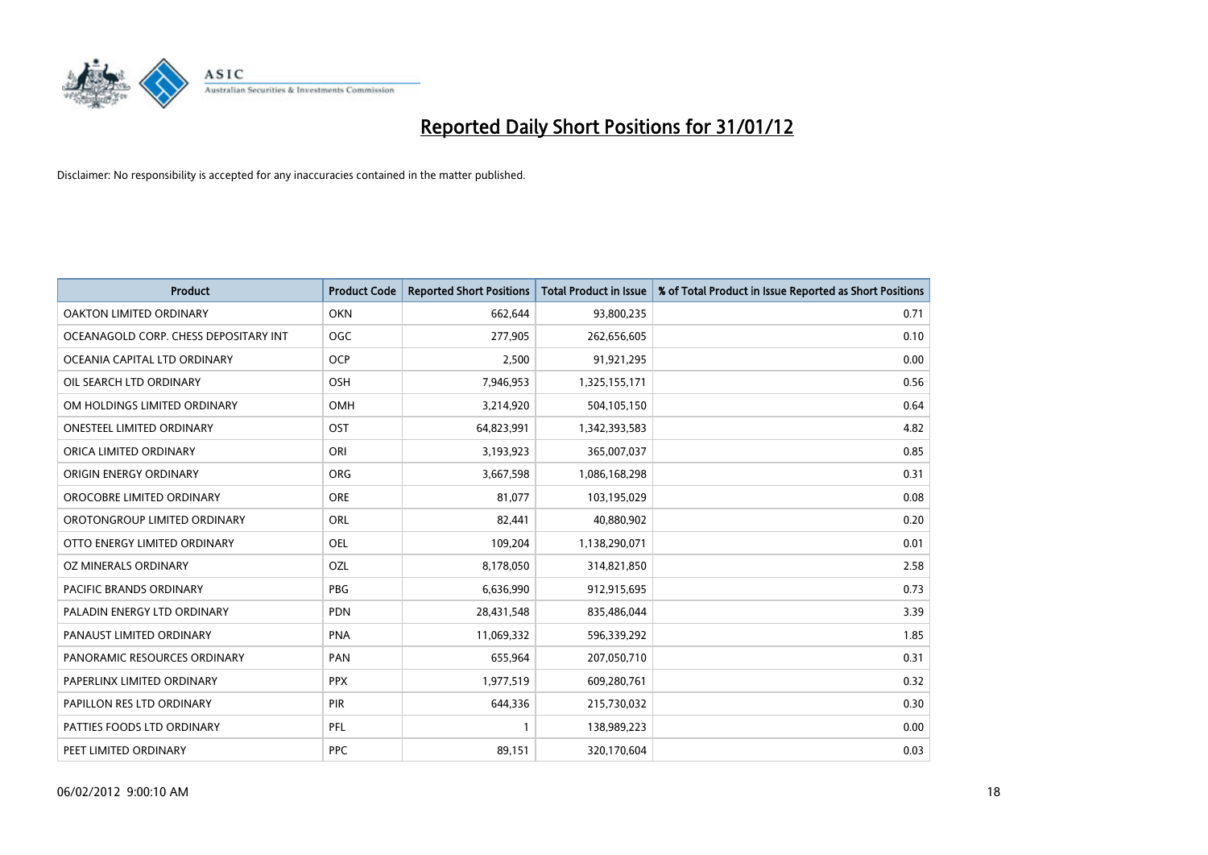# Reported Daily Short Positions for 31/01/12

Disclaimer: No responsibility is accepted for any inaccuracies contained in the matter published.

| Product | Product Code | Reported Short Positions | Total Product in Issue | % of Total Product in Issue Reported as Short Positions |
|---|---|---|---|---|
| OAKTON LIMITED ORDINARY | OKN | 662,644 | 93,800,235 | 0.71 |
| OCEANAGOLD CORP. CHESS DEPOSITARY INT | OGC | 277,905 | 262,656,605 | 0.10 |
| OCEANIA CAPITAL LTD ORDINARY | OCP | 2,500 | 91,921,295 | 0.00 |
| OIL SEARCH LTD ORDINARY | OSH | 7,946,953 | 1,325,155,171 | 0.56 |
| OM HOLDINGS LIMITED ORDINARY | OMH | 3,214,920 | 504,105,150 | 0.64 |
| ONESTEEL LIMITED ORDINARY | OST | 64,823,991 | 1,342,393,583 | 4.82 |
| ORICA LIMITED ORDINARY | ORI | 3,193,923 | 365,007,037 | 0.85 |
| ORIGIN ENERGY ORDINARY | ORG | 3,667,598 | 1,086,168,298 | 0.31 |
| OROCOBRE LIMITED ORDINARY | ORE | 81,077 | 103,195,029 | 0.08 |
| OROTONGROUP LIMITED ORDINARY | ORL | 82,441 | 40,880,902 | 0.20 |
| OTTO ENERGY LIMITED ORDINARY | OEL | 109,204 | 1,138,290,071 | 0.01 |
| OZ MINERALS ORDINARY | OZL | 8,178,050 | 314,821,850 | 2.58 |
| PACIFIC BRANDS ORDINARY | PBG | 6,636,990 | 912,915,695 | 0.73 |
| PALADIN ENERGY LTD ORDINARY | PDN | 28,431,548 | 835,486,044 | 3.39 |
| PANAUST LIMITED ORDINARY | PNA | 11,069,332 | 596,339,292 | 1.85 |
| PANORAMIC RESOURCES ORDINARY | PAN | 655,964 | 207,050,710 | 0.31 |
| PAPERLINX LIMITED ORDINARY | PPX | 1,977,519 | 609,280,761 | 0.32 |
| PAPILLON RES LTD ORDINARY | PIR | 644,336 | 215,730,032 | 0.30 |
| PATTIES FOODS LTD ORDINARY | PFL | 1 | 138,989,223 | 0.00 |
| PEET LIMITED ORDINARY | PPC | 89,151 | 320,170,604 | 0.03 |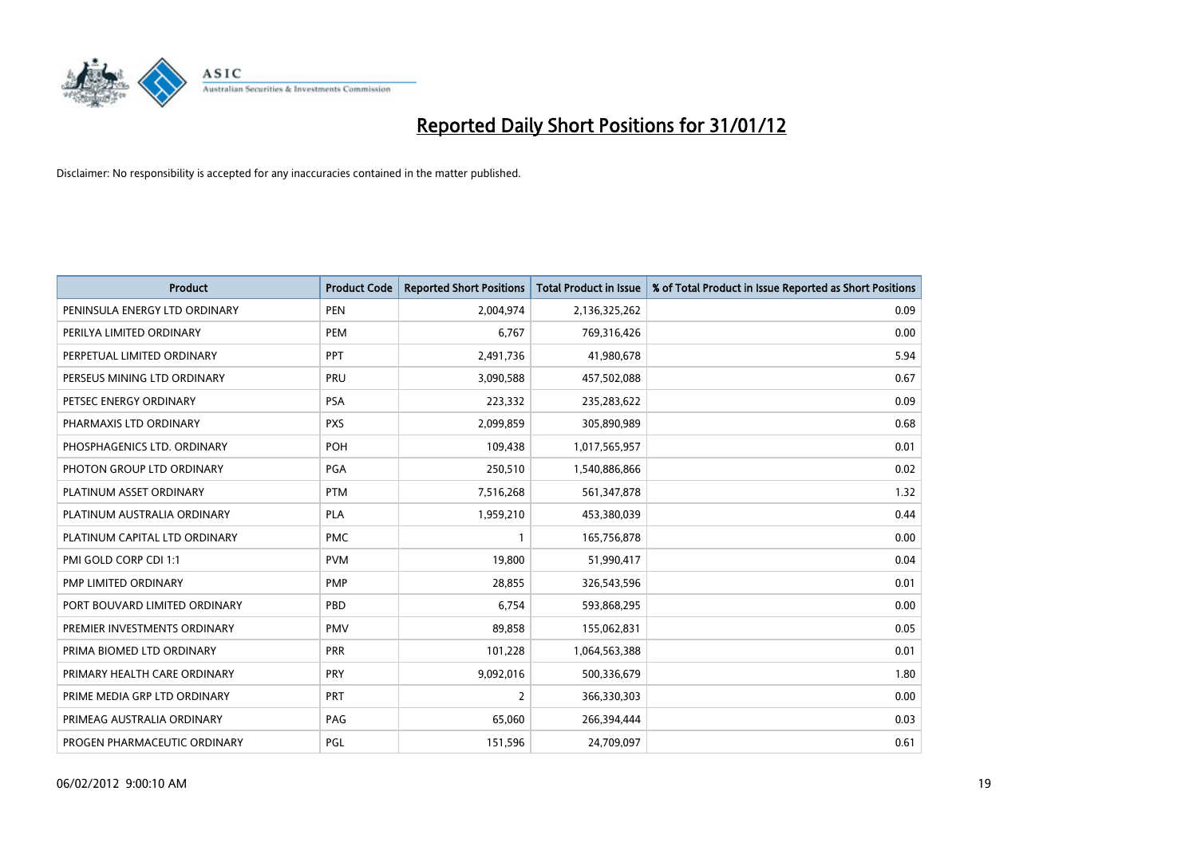# Reported Daily Short Positions for 31/01/12

Disclaimer: No responsibility is accepted for any inaccuracies contained in the matter published.

| Product | Product Code | Reported Short Positions | Total Product in Issue | % of Total Product in Issue Reported as Short Positions |
|---|---|---|---|---|
| PENINSULA ENERGY LTD ORDINARY | PEN | 2,004,974 | 2,136,325,262 | 0.09 |
| PERILYA LIMITED ORDINARY | PEM | 6,767 | 769,316,426 | 0.00 |
| PERPETUAL LIMITED ORDINARY | PPT | 2,491,736 | 41,980,678 | 5.94 |
| PERSEUS MINING LTD ORDINARY | PRU | 3,090,588 | 457,502,088 | 0.67 |
| PETSEC ENERGY ORDINARY | PSA | 223,332 | 235,283,622 | 0.09 |
| PHARMAXIS LTD ORDINARY | PXS | 2,099,859 | 305,890,989 | 0.68 |
| PHOSPHAGENICS LTD. ORDINARY | POH | 109,438 | 1,017,565,957 | 0.01 |
| PHOTON GROUP LTD ORDINARY | PGA | 250,510 | 1,540,886,866 | 0.02 |
| PLATINUM ASSET ORDINARY | PTM | 7,516,268 | 561,347,878 | 1.32 |
| PLATINUM AUSTRALIA ORDINARY | PLA | 1,959,210 | 453,380,039 | 0.44 |
| PLATINUM CAPITAL LTD ORDINARY | PMC | 1 | 165,756,878 | 0.00 |
| PMI GOLD CORP CDI 1:1 | PVM | 19,800 | 51,990,417 | 0.04 |
| PMP LIMITED ORDINARY | PMP | 28,855 | 326,543,596 | 0.01 |
| PORT BOUVARD LIMITED ORDINARY | PBD | 6,754 | 593,868,295 | 0.00 |
| PREMIER INVESTMENTS ORDINARY | PMV | 89,858 | 155,062,831 | 0.05 |
| PRIMA BIOMED LTD ORDINARY | PRR | 101,228 | 1,064,563,388 | 0.01 |
| PRIMARY HEALTH CARE ORDINARY | PRY | 9,092,016 | 500,336,679 | 1.80 |
| PRIME MEDIA GRP LTD ORDINARY | PRT | 2 | 366,330,303 | 0.00 |
| PRIMEAG AUSTRALIA ORDINARY | PAG | 65,060 | 266,394,444 | 0.03 |
| PROGEN PHARMACEUTIC ORDINARY | PGL | 151,596 | 24,709,097 | 0.61 |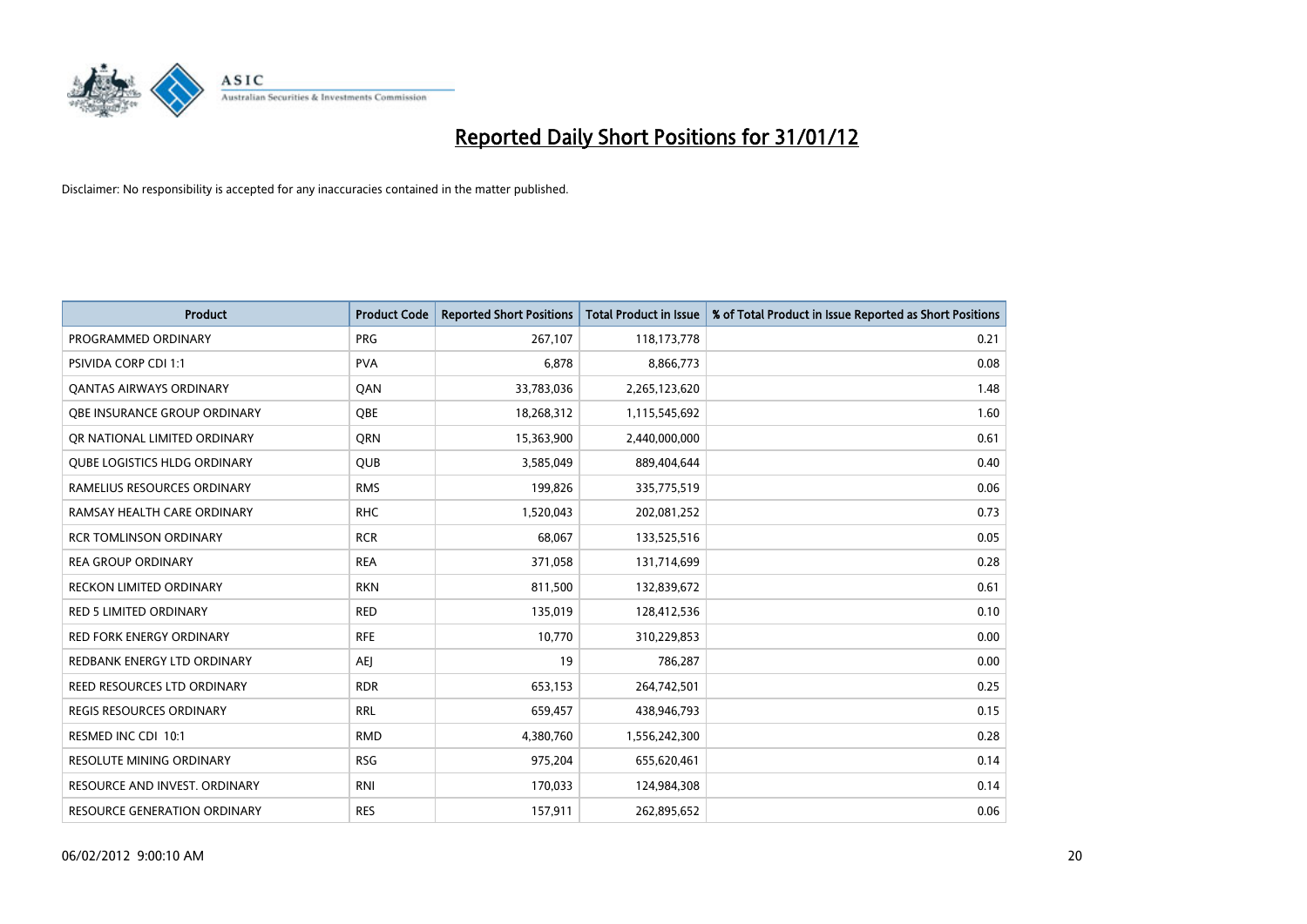# Reported Daily Short Positions for 31/01/12

Disclaimer: No responsibility is accepted for any inaccuracies contained in the matter published.

| Product | Product Code | Reported Short Positions | Total Product in Issue | % of Total Product in Issue Reported as Short Positions |
|---|---|---|---|---|
| PROGRAMMED ORDINARY | PRG | 267,107 | 118,173,778 | 0.21 |
| PSIVIDA CORP CDI 1:1 | PVA | 6,878 | 8,866,773 | 0.08 |
| QANTAS AIRWAYS ORDINARY | QAN | 33,783,036 | 2,265,123,620 | 1.48 |
| QBE INSURANCE GROUP ORDINARY | QBE | 18,268,312 | 1,115,545,692 | 1.60 |
| QR NATIONAL LIMITED ORDINARY | QRN | 15,363,900 | 2,440,000,000 | 0.61 |
| QUBE LOGISTICS HLDG ORDINARY | QUB | 3,585,049 | 889,404,644 | 0.40 |
| RAMELIUS RESOURCES ORDINARY | RMS | 199,826 | 335,775,519 | 0.06 |
| RAMSAY HEALTH CARE ORDINARY | RHC | 1,520,043 | 202,081,252 | 0.73 |
| RCR TOMLINSON ORDINARY | RCR | 68,067 | 133,525,516 | 0.05 |
| REA GROUP ORDINARY | REA | 371,058 | 131,714,699 | 0.28 |
| RECKON LIMITED ORDINARY | RKN | 811,500 | 132,839,672 | 0.61 |
| RED 5 LIMITED ORDINARY | RED | 135,019 | 128,412,536 | 0.10 |
| RED FORK ENERGY ORDINARY | RFE | 10,770 | 310,229,853 | 0.00 |
| REDBANK ENERGY LTD ORDINARY | AEJ | 19 | 786,287 | 0.00 |
| REED RESOURCES LTD ORDINARY | RDR | 653,153 | 264,742,501 | 0.25 |
| REGIS RESOURCES ORDINARY | RRL | 659,457 | 438,946,793 | 0.15 |
| RESMED INC CDI 10:1 | RMD | 4,380,760 | 1,556,242,300 | 0.28 |
| RESOLUTE MINING ORDINARY | RSG | 975,204 | 655,620,461 | 0.14 |
| RESOURCE AND INVEST. ORDINARY | RNI | 170,033 | 124,984,308 | 0.14 |
| RESOURCE GENERATION ORDINARY | RES | 157,911 | 262,895,652 | 0.06 |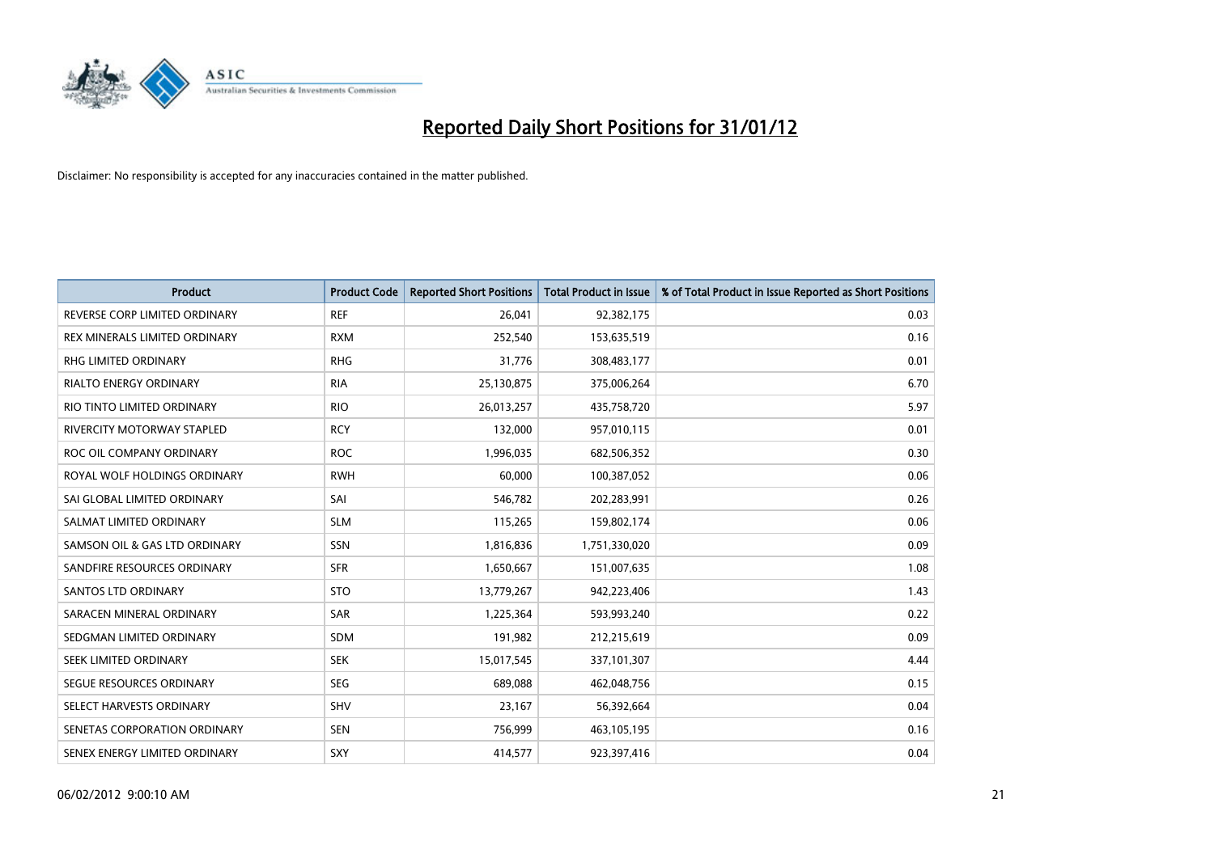# Reported Daily Short Positions for 31/01/12

Disclaimer: No responsibility is accepted for any inaccuracies contained in the matter published.

| Product | Product Code | Reported Short Positions | Total Product in Issue | % of Total Product in Issue Reported as Short Positions |
|---|---|---|---|---|
| REVERSE CORP LIMITED ORDINARY | REF | 26,041 | 92,382,175 | 0.03 |
| REX MINERALS LIMITED ORDINARY | RXM | 252,540 | 153,635,519 | 0.16 |
| RHG LIMITED ORDINARY | RHG | 31,776 | 308,483,177 | 0.01 |
| RIALTO ENERGY ORDINARY | RIA | 25,130,875 | 375,006,264 | 6.70 |
| RIO TINTO LIMITED ORDINARY | RIO | 26,013,257 | 435,758,720 | 5.97 |
| RIVERCITY MOTORWAY STAPLED | RCY | 132,000 | 957,010,115 | 0.01 |
| ROC OIL COMPANY ORDINARY | ROC | 1,996,035 | 682,506,352 | 0.30 |
| ROYAL WOLF HOLDINGS ORDINARY | RWH | 60,000 | 100,387,052 | 0.06 |
| SAI GLOBAL LIMITED ORDINARY | SAI | 546,782 | 202,283,991 | 0.26 |
| SALMAT LIMITED ORDINARY | SLM | 115,265 | 159,802,174 | 0.06 |
| SAMSON OIL & GAS LTD ORDINARY | SSN | 1,816,836 | 1,751,330,020 | 0.09 |
| SANDFIRE RESOURCES ORDINARY | SFR | 1,650,667 | 151,007,635 | 1.08 |
| SANTOS LTD ORDINARY | STO | 13,779,267 | 942,223,406 | 1.43 |
| SARACEN MINERAL ORDINARY | SAR | 1,225,364 | 593,993,240 | 0.22 |
| SEDGMAN LIMITED ORDINARY | SDM | 191,982 | 212,215,619 | 0.09 |
| SEEK LIMITED ORDINARY | SEK | 15,017,545 | 337,101,307 | 4.44 |
| SEGUE RESOURCES ORDINARY | SEG | 689,088 | 462,048,756 | 0.15 |
| SELECT HARVESTS ORDINARY | SHV | 23,167 | 56,392,664 | 0.04 |
| SENETAS CORPORATION ORDINARY | SEN | 756,999 | 463,105,195 | 0.16 |
| SENEX ENERGY LIMITED ORDINARY | SXY | 414,577 | 923,397,416 | 0.04 |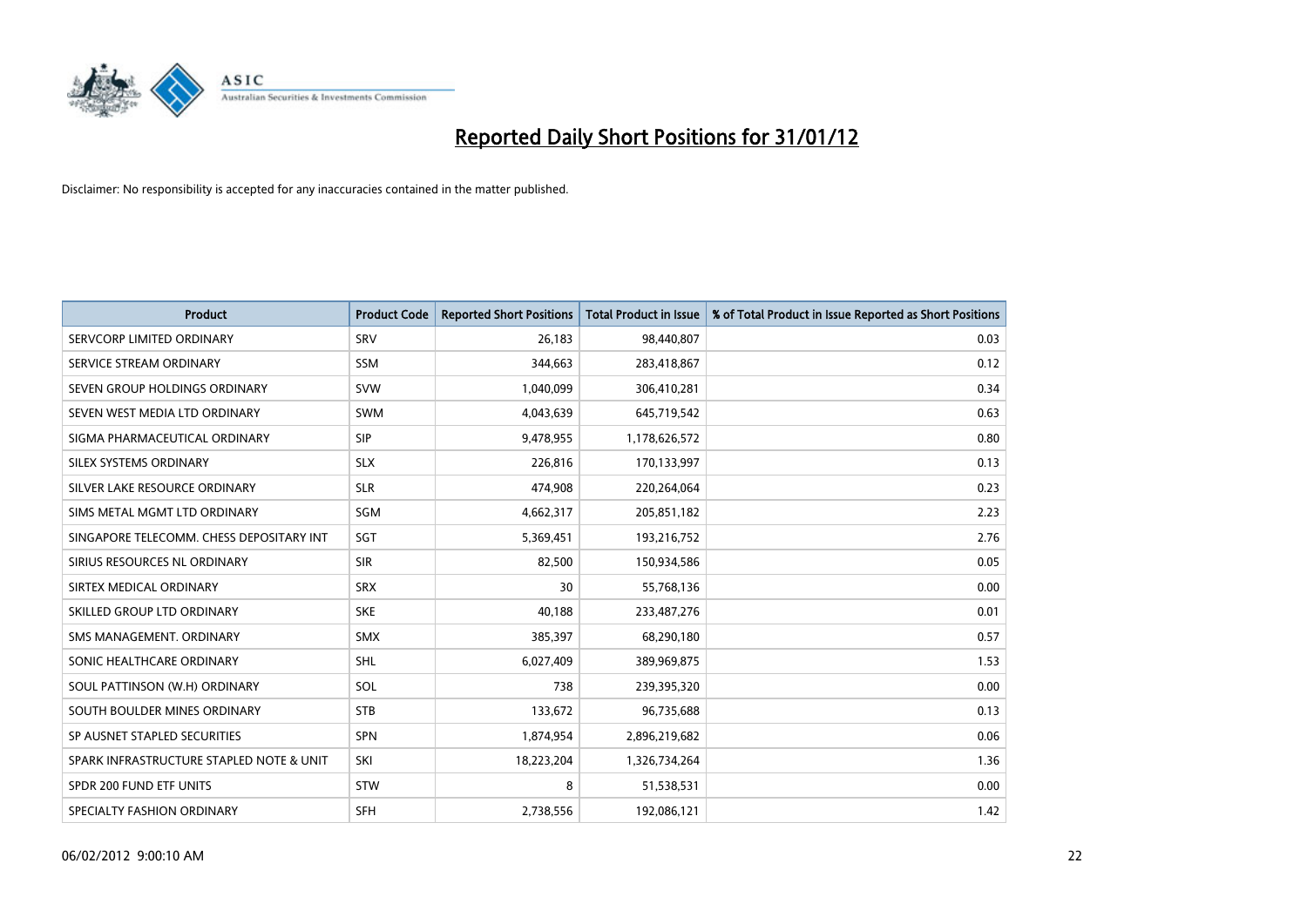# Reported Daily Short Positions for 31/01/12

Disclaimer: No responsibility is accepted for any inaccuracies contained in the matter published.

| Product | Product Code | Reported Short Positions | Total Product in Issue | % of Total Product in Issue Reported as Short Positions |
|---|---|---|---|---|
| SERVCORP LIMITED ORDINARY | SRV | 26,183 | 98,440,807 | 0.03 |
| SERVICE STREAM ORDINARY | SSM | 344,663 | 283,418,867 | 0.12 |
| SEVEN GROUP HOLDINGS ORDINARY | SVW | 1,040,099 | 306,410,281 | 0.34 |
| SEVEN WEST MEDIA LTD ORDINARY | SWM | 4,043,639 | 645,719,542 | 0.63 |
| SIGMA PHARMACEUTICAL ORDINARY | SIP | 9,478,955 | 1,178,626,572 | 0.80 |
| SILEX SYSTEMS ORDINARY | SLX | 226,816 | 170,133,997 | 0.13 |
| SILVER LAKE RESOURCE ORDINARY | SLR | 474,908 | 220,264,064 | 0.23 |
| SIMS METAL MGMT LTD ORDINARY | SGM | 4,662,317 | 205,851,182 | 2.23 |
| SINGAPORE TELECOMM. CHESS DEPOSITARY INT | SGT | 5,369,451 | 193,216,752 | 2.76 |
| SIRIUS RESOURCES NL ORDINARY | SIR | 82,500 | 150,934,586 | 0.05 |
| SIRTEX MEDICAL ORDINARY | SRX | 30 | 55,768,136 | 0.00 |
| SKILLED GROUP LTD ORDINARY | SKE | 40,188 | 233,487,276 | 0.01 |
| SMS MANAGEMENT. ORDINARY | SMX | 385,397 | 68,290,180 | 0.57 |
| SONIC HEALTHCARE ORDINARY | SHL | 6,027,409 | 389,969,875 | 1.53 |
| SOUL PATTINSON (W.H) ORDINARY | SOL | 738 | 239,395,320 | 0.00 |
| SOUTH BOULDER MINES ORDINARY | STB | 133,672 | 96,735,688 | 0.13 |
| SP AUSNET STAPLED SECURITIES | SPN | 1,874,954 | 2,896,219,682 | 0.06 |
| SPARK INFRASTRUCTURE STAPLED NOTE & UNIT | SKI | 18,223,204 | 1,326,734,264 | 1.36 |
| SPDR 200 FUND ETF UNITS | STW | 8 | 51,538,531 | 0.00 |
| SPECIALTY FASHION ORDINARY | SFH | 2,738,556 | 192,086,121 | 1.42 |

06/02/2012 9:00:10 AM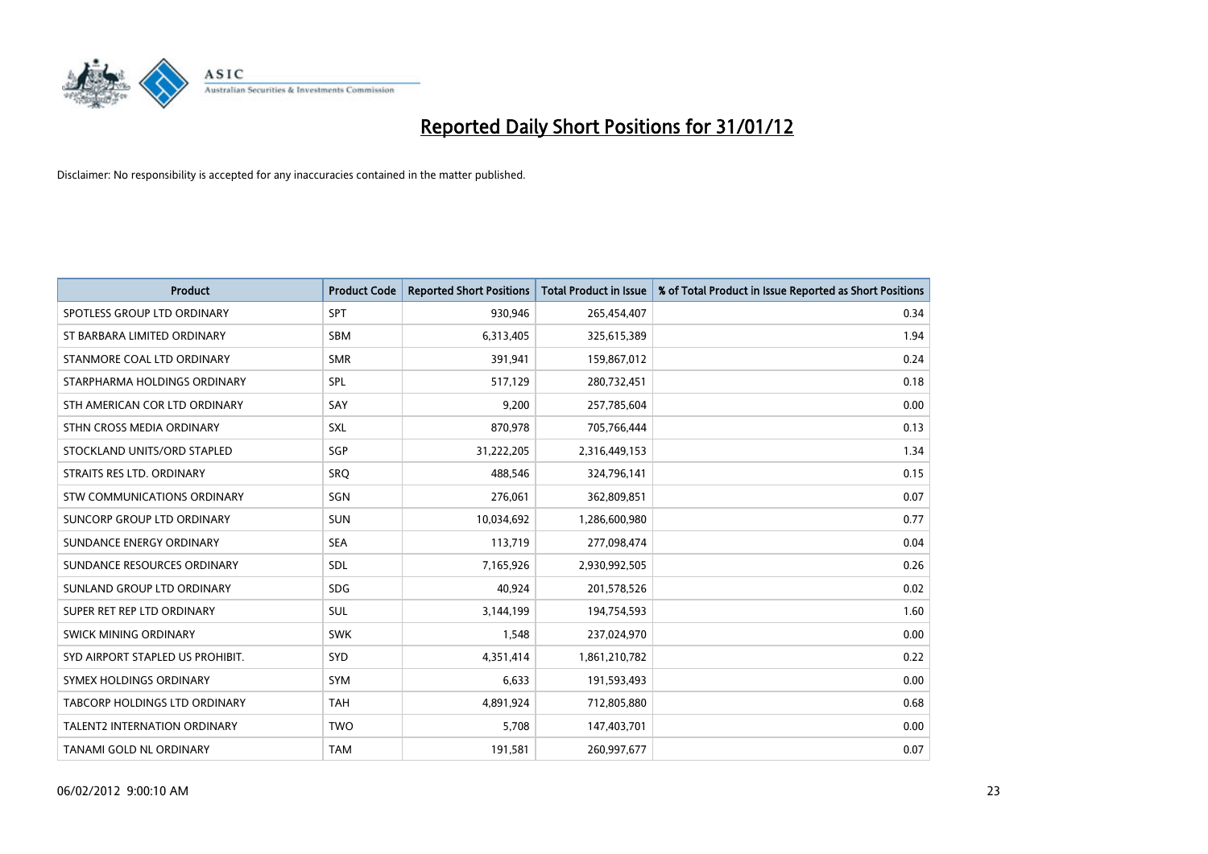# Reported Daily Short Positions for 31/01/12

Disclaimer: No responsibility is accepted for any inaccuracies contained in the matter published.

| Product | Product Code | Reported Short Positions | Total Product in Issue | % of Total Product in Issue Reported as Short Positions |
| --- | --- | --- | --- | --- |
| SPOTLESS GROUP LTD ORDINARY | SPT | 930,946 | 265,454,407 | 0.34 |
| ST BARBARA LIMITED ORDINARY | SBM | 6,313,405 | 325,615,389 | 1.94 |
| STANMORE COAL LTD ORDINARY | SMR | 391,941 | 159,867,012 | 0.24 |
| STARPHARMA HOLDINGS ORDINARY | SPL | 517,129 | 280,732,451 | 0.18 |
| STH AMERICAN COR LTD ORDINARY | SAY | 9,200 | 257,785,604 | 0.00 |
| STHN CROSS MEDIA ORDINARY | SXL | 870,978 | 705,766,444 | 0.13 |
| STOCKLAND UNITS/ORD STAPLED | SGP | 31,222,205 | 2,316,449,153 | 1.34 |
| STRAITS RES LTD. ORDINARY | SRQ | 488,546 | 324,796,141 | 0.15 |
| STW COMMUNICATIONS ORDINARY | SGN | 276,061 | 362,809,851 | 0.07 |
| SUNCORP GROUP LTD ORDINARY | SUN | 10,034,692 | 1,286,600,980 | 0.77 |
| SUNDANCE ENERGY ORDINARY | SEA | 113,719 | 277,098,474 | 0.04 |
| SUNDANCE RESOURCES ORDINARY | SDL | 7,165,926 | 2,930,992,505 | 0.26 |
| SUNLAND GROUP LTD ORDINARY | SDG | 40,924 | 201,578,526 | 0.02 |
| SUPER RET REP LTD ORDINARY | SUL | 3,144,199 | 194,754,593 | 1.60 |
| SWICK MINING ORDINARY | SWK | 1,548 | 237,024,970 | 0.00 |
| SYD AIRPORT STAPLED US PROHIBIT. | SYD | 4,351,414 | 1,861,210,782 | 0.22 |
| SYMEX HOLDINGS ORDINARY | SYM | 6,633 | 191,593,493 | 0.00 |
| TABCORP HOLDINGS LTD ORDINARY | TAH | 4,891,924 | 712,805,880 | 0.68 |
| TALENT2 INTERNATION ORDINARY | TWO | 5,708 | 147,403,701 | 0.00 |
| TANAMI GOLD NL ORDINARY | TAM | 191,581 | 260,997,677 | 0.07 |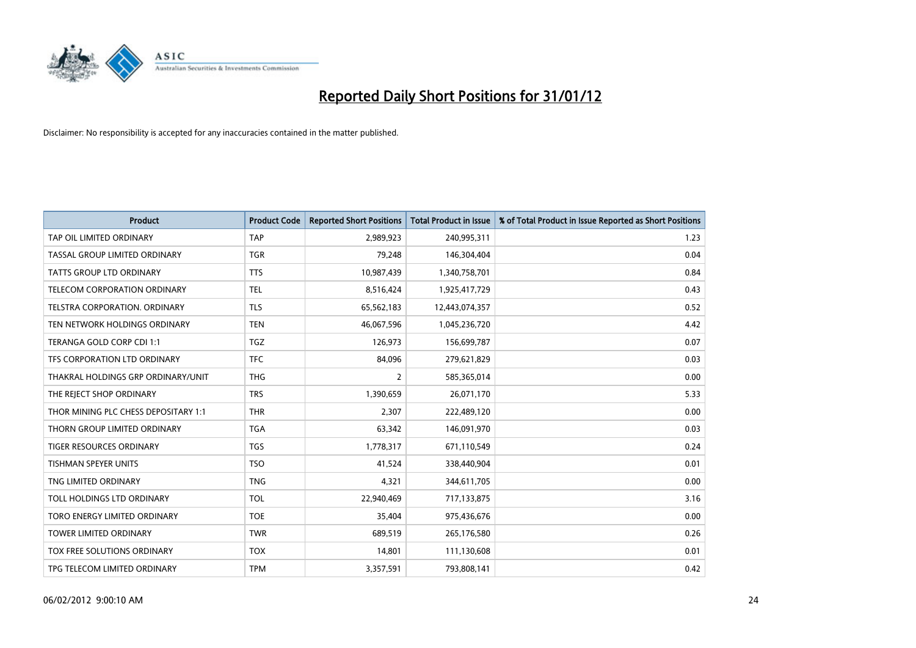# Reported Daily Short Positions for 31/01/12

Disclaimer: No responsibility is accepted for any inaccuracies contained in the matter published.

| Product | Product Code | Reported Short Positions | Total Product in Issue | % of Total Product in Issue Reported as Short Positions |
|---|---|---|---|---|
| TAP OIL LIMITED ORDINARY | TAP | 2,989,923 | 240,995,311 | 1.23 |
| TASSAL GROUP LIMITED ORDINARY | TGR | 79,248 | 146,304,404 | 0.04 |
| TATTS GROUP LTD ORDINARY | TTS | 10,987,439 | 1,340,758,701 | 0.84 |
| TELECOM CORPORATION ORDINARY | TEL | 8,516,424 | 1,925,417,729 | 0.43 |
| TELSTRA CORPORATION. ORDINARY | TLS | 65,562,183 | 12,443,074,357 | 0.52 |
| TEN NETWORK HOLDINGS ORDINARY | TEN | 46,067,596 | 1,045,236,720 | 4.42 |
| TERANGA GOLD CORP CDI 1:1 | TGZ | 126,973 | 156,699,787 | 0.07 |
| TFS CORPORATION LTD ORDINARY | TFC | 84,096 | 279,621,829 | 0.03 |
| THAKRAL HOLDINGS GRP ORDINARY/UNIT | THG | 2 | 585,365,014 | 0.00 |
| THE REJECT SHOP ORDINARY | TRS | 1,390,659 | 26,071,170 | 5.33 |
| THOR MINING PLC CHESS DEPOSITARY 1:1 | THR | 2,307 | 222,489,120 | 0.00 |
| THORN GROUP LIMITED ORDINARY | TGA | 63,342 | 146,091,970 | 0.03 |
| TIGER RESOURCES ORDINARY | TGS | 1,778,317 | 671,110,549 | 0.24 |
| TISHMAN SPEYER UNITS | TSO | 41,524 | 338,440,904 | 0.01 |
| TNG LIMITED ORDINARY | TNG | 4,321 | 344,611,705 | 0.00 |
| TOLL HOLDINGS LTD ORDINARY | TOL | 22,940,469 | 717,133,875 | 3.16 |
| TORO ENERGY LIMITED ORDINARY | TOE | 35,404 | 975,436,676 | 0.00 |
| TOWER LIMITED ORDINARY | TWR | 689,519 | 265,176,580 | 0.26 |
| TOX FREE SOLUTIONS ORDINARY | TOX | 14,801 | 111,130,608 | 0.01 |
| TPG TELECOM LIMITED ORDINARY | TPM | 3,357,591 | 793,808,141 | 0.42 |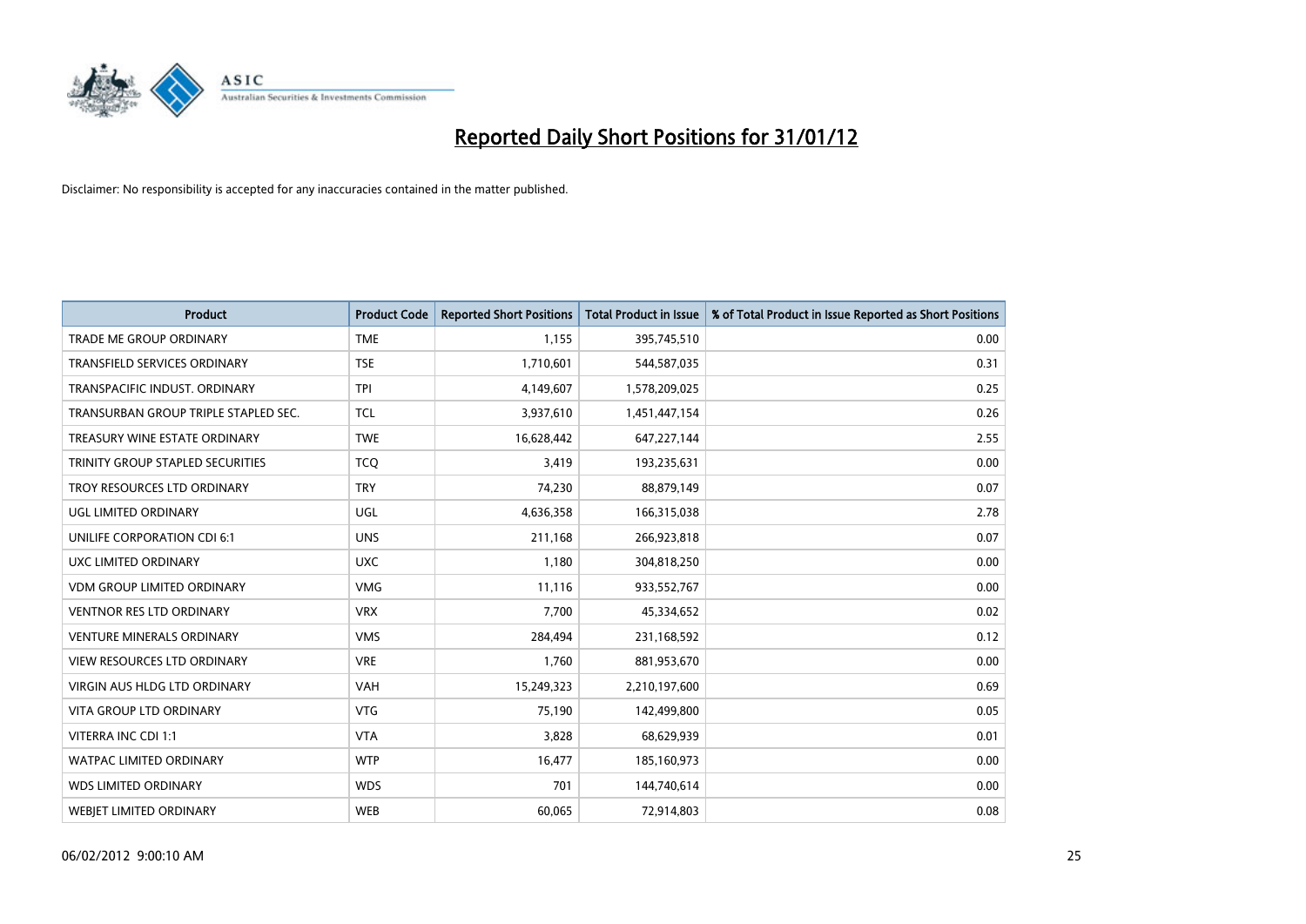# Reported Daily Short Positions for 31/01/12

Disclaimer: No responsibility is accepted for any inaccuracies contained in the matter published.

| Product | Product Code | Reported Short Positions | Total Product in Issue | % of Total Product in Issue Reported as Short Positions |
| --- | --- | --- | --- | --- |
| TRADE ME GROUP ORDINARY | TME | 1,155 | 395,745,510 | 0.00 |
| TRANSFIELD SERVICES ORDINARY | TSE | 1,710,601 | 544,587,035 | 0.31 |
| TRANSPACIFIC INDUST. ORDINARY | TPI | 4,149,607 | 1,578,209,025 | 0.25 |
| TRANSURBAN GROUP TRIPLE STAPLED SEC. | TCL | 3,937,610 | 1,451,447,154 | 0.26 |
| TREASURY WINE ESTATE ORDINARY | TWE | 16,628,442 | 647,227,144 | 2.55 |
| TRINITY GROUP STAPLED SECURITIES | TCQ | 3,419 | 193,235,631 | 0.00 |
| TROY RESOURCES LTD ORDINARY | TRY | 74,230 | 88,879,149 | 0.07 |
| UGL LIMITED ORDINARY | UGL | 4,636,358 | 166,315,038 | 2.78 |
| UNILIFE CORPORATION CDI 6:1 | UNS | 211,168 | 266,923,818 | 0.07 |
| UXC LIMITED ORDINARY | UXC | 1,180 | 304,818,250 | 0.00 |
| VDM GROUP LIMITED ORDINARY | VMG | 11,116 | 933,552,767 | 0.00 |
| VENTNOR RES LTD ORDINARY | VRX | 7,700 | 45,334,652 | 0.02 |
| VENTURE MINERALS ORDINARY | VMS | 284,494 | 231,168,592 | 0.12 |
| VIEW RESOURCES LTD ORDINARY | VRE | 1,760 | 881,953,670 | 0.00 |
| VIRGIN AUS HLDG LTD ORDINARY | VAH | 15,249,323 | 2,210,197,600 | 0.69 |
| VITA GROUP LTD ORDINARY | VTG | 75,190 | 142,499,800 | 0.05 |
| VITERRA INC CDI 1:1 | VTA | 3,828 | 68,629,939 | 0.01 |
| WATPAC LIMITED ORDINARY | WTP | 16,477 | 185,160,973 | 0.00 |
| WDS LIMITED ORDINARY | WDS | 701 | 144,740,614 | 0.00 |
| WEBJET LIMITED ORDINARY | WEB | 60,065 | 72,914,803 | 0.08 |

06/02/2012 9:00:10 AM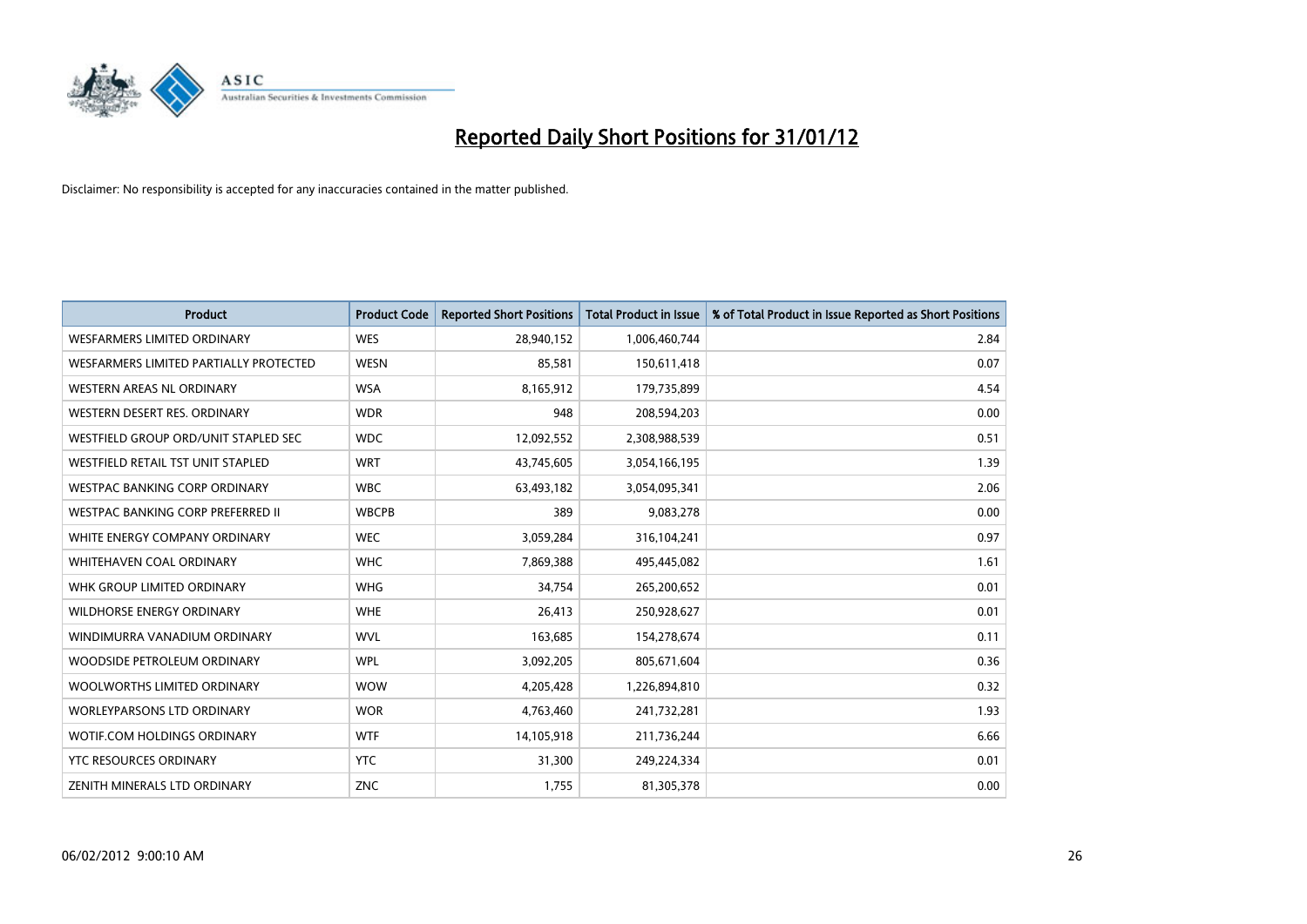# Reported Daily Short Positions for 31/01/12

Disclaimer: No responsibility is accepted for any inaccuracies contained in the matter published.

| Product | Product Code | Reported Short Positions | Total Product in Issue | % of Total Product in Issue Reported as Short Positions |
|---|---|---|---|---|
| WESFARMERS LIMITED ORDINARY | WES | 28,940,152 | 1,006,460,744 | 2.84 |
| WESFARMERS LIMITED PARTIALLY PROTECTED | WESN | 85,581 | 150,611,418 | 0.07 |
| WESTERN AREAS NL ORDINARY | WSA | 8,165,912 | 179,735,899 | 4.54 |
| WESTERN DESERT RES. ORDINARY | WDR | 948 | 208,594,203 | 0.00 |
| WESTFIELD GROUP ORD/UNIT STAPLED SEC | WDC | 12,092,552 | 2,308,988,539 | 0.51 |
| WESTFIELD RETAIL TST UNIT STAPLED | WRT | 43,745,605 | 3,054,166,195 | 1.39 |
| WESTPAC BANKING CORP ORDINARY | WBC | 63,493,182 | 3,054,095,341 | 2.06 |
| WESTPAC BANKING CORP PREFERRED II | WBCPB | 389 | 9,083,278 | 0.00 |
| WHITE ENERGY COMPANY ORDINARY | WEC | 3,059,284 | 316,104,241 | 0.97 |
| WHITEHAVEN COAL ORDINARY | WHC | 7,869,388 | 495,445,082 | 1.61 |
| WHK GROUP LIMITED ORDINARY | WHG | 34,754 | 265,200,652 | 0.01 |
| WILDHORSE ENERGY ORDINARY | WHE | 26,413 | 250,928,627 | 0.01 |
| WINDIMURRA VANADIUM ORDINARY | WVL | 163,685 | 154,278,674 | 0.11 |
| WOODSIDE PETROLEUM ORDINARY | WPL | 3,092,205 | 805,671,604 | 0.36 |
| WOOLWORTHS LIMITED ORDINARY | WOW | 4,205,428 | 1,226,894,810 | 0.32 |
| WORLEYPARSONS LTD ORDINARY | WOR | 4,763,460 | 241,732,281 | 1.93 |
| WOTIF.COM HOLDINGS ORDINARY | WTF | 14,105,918 | 211,736,244 | 6.66 |
| YTC RESOURCES ORDINARY | YTC | 31,300 | 249,224,334 | 0.01 |
| ZENITH MINERALS LTD ORDINARY | ZNC | 1,755 | 81,305,378 | 0.00 |

06/02/2012 9:00:10 AM